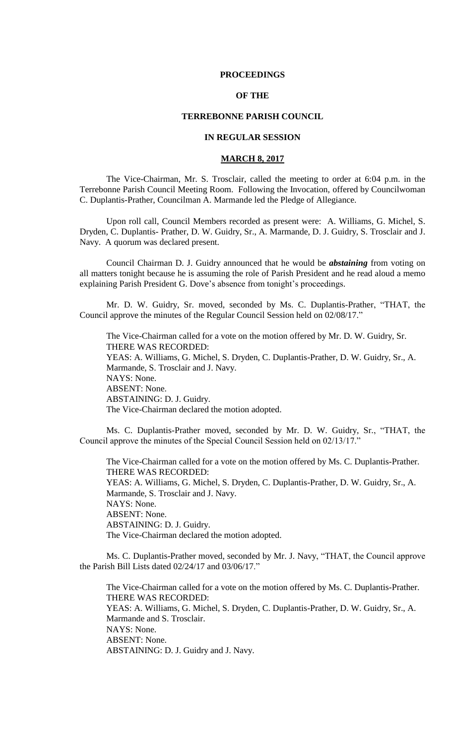# PROCEEDINGS

# OF THE

# TERREBONNE PARISH COUNCIL

# IN REGULAR SESSION

## MARCH 8, 2017

The Vice-Chairman, Mr. S. Trosclair, called the meeting to order at 6:04 p.m. in the Terrebonne Parish Council Meeting Room. Following the Invocation, offered by Councilwoman C. Duplantis-Prather, Councilman A. Marmande led the Pledge of Allegiance.

Upon roll call, Council Members recorded as present were: A. Williams, G. Michel, S. Dryden, C. Duplantis- Prather, D. W. Guidry, Sr., A. Marmande, D. J. Guidry, S. Trosclair and J. Navy. A quorum was declared present.

Council Chairman D. J. Guidry announced that he would be ***abstaining*** from voting on all matters tonight because he is assuming the role of Parish President and he read aloud a memo explaining Parish President G. Dove's absence from tonight's proceedings.

Mr. D. W. Guidry, Sr. moved, seconded by Ms. C. Duplantis-Prather, "THAT, the Council approve the minutes of the Regular Council Session held on 02/08/17."

The Vice-Chairman called for a vote on the motion offered by Mr. D. W. Guidry, Sr.
THERE WAS RECORDED:
YEAS: A. Williams, G. Michel, S. Dryden, C. Duplantis-Prather, D. W. Guidry, Sr., A. Marmande, S. Trosclair and J. Navy.
NAYS: None.
ABSENT: None.
ABSTAINING: D. J. Guidry.
The Vice-Chairman declared the motion adopted.

Ms. C. Duplantis-Prather moved, seconded by Mr. D. W. Guidry, Sr., "THAT, the Council approve the minutes of the Special Council Session held on 02/13/17."

The Vice-Chairman called for a vote on the motion offered by Ms. C. Duplantis-Prather.
THERE WAS RECORDED:
YEAS: A. Williams, G. Michel, S. Dryden, C. Duplantis-Prather, D. W. Guidry, Sr., A. Marmande, S. Trosclair and J. Navy.
NAYS: None.
ABSENT: None.
ABSTAINING: D. J. Guidry.
The Vice-Chairman declared the motion adopted.

Ms. C. Duplantis-Prather moved, seconded by Mr. J. Navy, "THAT, the Council approve the Parish Bill Lists dated 02/24/17 and 03/06/17."

The Vice-Chairman called for a vote on the motion offered by Ms. C. Duplantis-Prather.
THERE WAS RECORDED:
YEAS: A. Williams, G. Michel, S. Dryden, C. Duplantis-Prather, D. W. Guidry, Sr., A. Marmande and S. Trosclair.
NAYS: None.
ABSENT: None.
ABSTAINING: D. J. Guidry and J. Navy.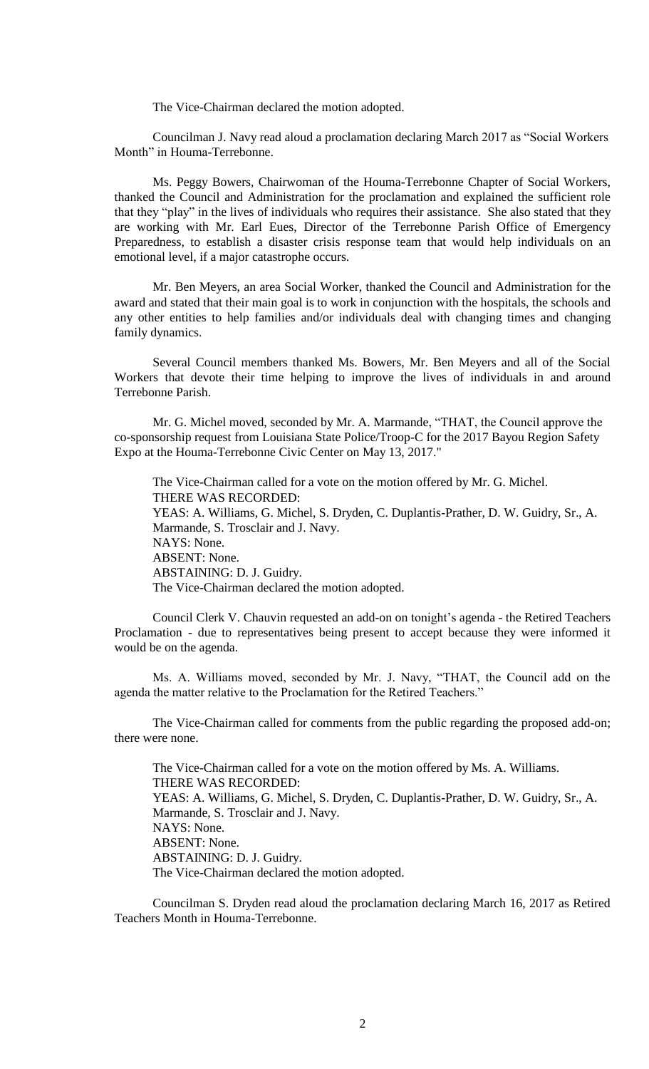The Vice-Chairman declared the motion adopted.

Councilman J. Navy read aloud a proclamation declaring March 2017 as "Social Workers Month" in Houma-Terrebonne.

Ms. Peggy Bowers, Chairwoman of the Houma-Terrebonne Chapter of Social Workers, thanked the Council and Administration for the proclamation and explained the sufficient role that they "play" in the lives of individuals who requires their assistance. She also stated that they are working with Mr. Earl Eues, Director of the Terrebonne Parish Office of Emergency Preparedness, to establish a disaster crisis response team that would help individuals on an emotional level, if a major catastrophe occurs.

Mr. Ben Meyers, an area Social Worker, thanked the Council and Administration for the award and stated that their main goal is to work in conjunction with the hospitals, the schools and any other entities to help families and/or individuals deal with changing times and changing family dynamics.

Several Council members thanked Ms. Bowers, Mr. Ben Meyers and all of the Social Workers that devote their time helping to improve the lives of individuals in and around Terrebonne Parish.

Mr. G. Michel moved, seconded by Mr. A. Marmande, "THAT, the Council approve the co-sponsorship request from Louisiana State Police/Troop-C for the 2017 Bayou Region Safety Expo at the Houma-Terrebonne Civic Center on May 13, 2017."

The Vice-Chairman called for a vote on the motion offered by Mr. G. Michel.
THERE WAS RECORDED:
YEAS: A. Williams, G. Michel, S. Dryden, C. Duplantis-Prather, D. W. Guidry, Sr., A. Marmande, S. Trosclair and J. Navy.
NAYS: None.
ABSENT: None.
ABSTAINING: D. J. Guidry.
The Vice-Chairman declared the motion adopted.

Council Clerk V. Chauvin requested an add-on on tonight's agenda - the Retired Teachers Proclamation - due to representatives being present to accept because they were informed it would be on the agenda.

Ms. A. Williams moved, seconded by Mr. J. Navy, "THAT, the Council add on the agenda the matter relative to the Proclamation for the Retired Teachers."

The Vice-Chairman called for comments from the public regarding the proposed add-on; there were none.

The Vice-Chairman called for a vote on the motion offered by Ms. A. Williams.
THERE WAS RECORDED:
YEAS: A. Williams, G. Michel, S. Dryden, C. Duplantis-Prather, D. W. Guidry, Sr., A. Marmande, S. Trosclair and J. Navy.
NAYS: None.
ABSENT: None.
ABSTAINING: D. J. Guidry.
The Vice-Chairman declared the motion adopted.

Councilman S. Dryden read aloud the proclamation declaring March 16, 2017 as Retired Teachers Month in Houma-Terrebonne.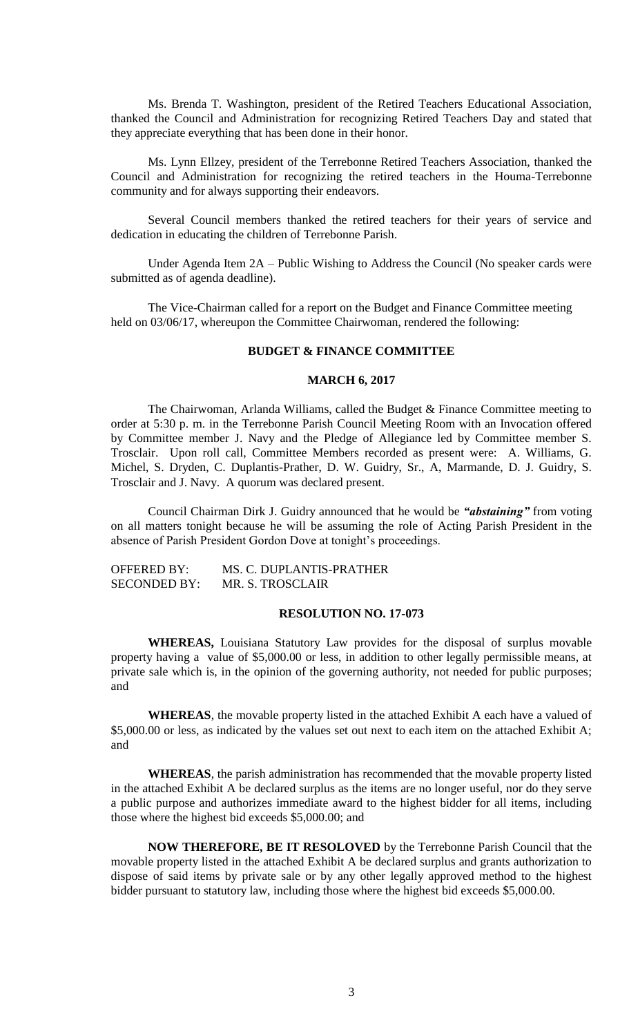Ms. Brenda T. Washington, president of the Retired Teachers Educational Association, thanked the Council and Administration for recognizing Retired Teachers Day and stated that they appreciate everything that has been done in their honor.

Ms. Lynn Ellzey, president of the Terrebonne Retired Teachers Association, thanked the Council and Administration for recognizing the retired teachers in the Houma-Terrebonne community and for always supporting their endeavors.

Several Council members thanked the retired teachers for their years of service and dedication in educating the children of Terrebonne Parish.

Under Agenda Item 2A – Public Wishing to Address the Council (No speaker cards were submitted as of agenda deadline).

The Vice-Chairman called for a report on the Budget and Finance Committee meeting held on 03/06/17, whereupon the Committee Chairwoman, rendered the following:

**BUDGET & FINANCE COMMITTEE**

**MARCH 6, 2017**

The Chairwoman, Arlanda Williams, called the Budget & Finance Committee meeting to order at 5:30 p. m. in the Terrebonne Parish Council Meeting Room with an Invocation offered by Committee member J. Navy and the Pledge of Allegiance led by Committee member S. Trosclair. Upon roll call, Committee Members recorded as present were: A. Williams, G. Michel, S. Dryden, C. Duplantis-Prather, D. W. Guidry, Sr., A, Marmande, D. J. Guidry, S. Trosclair and J. Navy. A quorum was declared present.

Council Chairman Dirk J. Guidry announced that he would be ***"abstaining"*** from voting on all matters tonight because he will be assuming the role of Acting Parish President in the absence of Parish President Gordon Dove at tonight's proceedings.

OFFERED BY: MS. C. DUPLANTIS-PRATHER
SECONDED BY: MR. S. TROSCLAIR

**RESOLUTION NO. 17-073**

**WHEREAS,** Louisiana Statutory Law provides for the disposal of surplus movable property having a value of $5,000.00 or less, in addition to other legally permissible means, at private sale which is, in the opinion of the governing authority, not needed for public purposes; and

**WHEREAS**, the movable property listed in the attached Exhibit A each have a valued of $5,000.00 or less, as indicated by the values set out next to each item on the attached Exhibit A; and

**WHEREAS**, the parish administration has recommended that the movable property listed in the attached Exhibit A be declared surplus as the items are no longer useful, nor do they serve a public purpose and authorizes immediate award to the highest bidder for all items, including those where the highest bid exceeds $5,000.00; and

**NOW THEREFORE, BE IT RESOLOVED** by the Terrebonne Parish Council that the movable property listed in the attached Exhibit A be declared surplus and grants authorization to dispose of said items by private sale or by any other legally approved method to the highest bidder pursuant to statutory law, including those where the highest bid exceeds $5,000.00.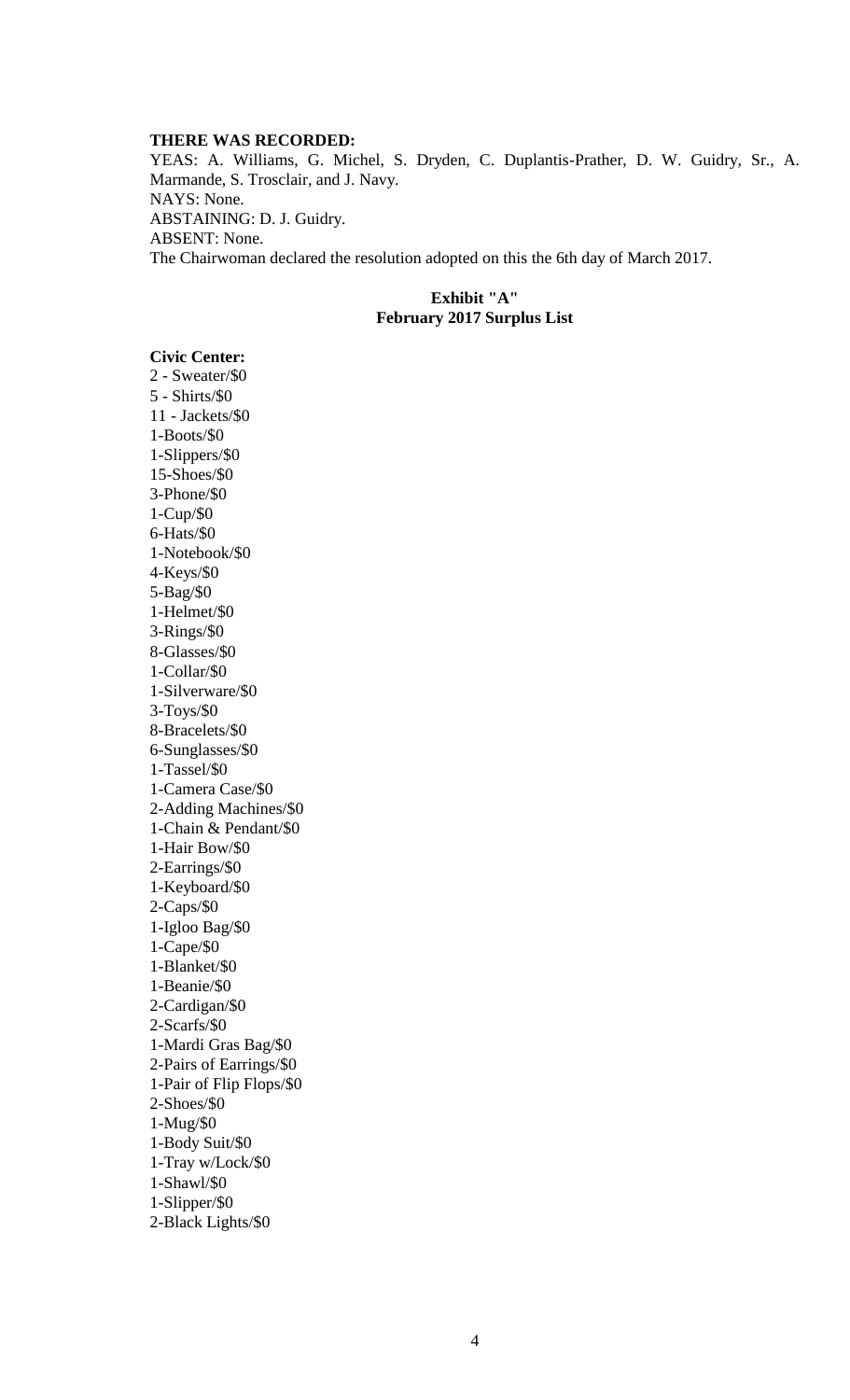**THERE WAS RECORDED:**
YEAS: A. Williams, G. Michel, S. Dryden, C. Duplantis-Prather, D. W. Guidry, Sr., A. Marmande, S. Trosclair, and J. Navy.
NAYS: None.
ABSTAINING: D. J. Guidry.
ABSENT: None.
The Chairwoman declared the resolution adopted on this the 6th day of March 2017.

**Exhibit "A"**
**February 2017 Surplus List**

**Civic Center:**
2 - Sweater/$0
5 - Shirts/$0
11 - Jackets/$0
1-Boots/$0
1-Slippers/$0
15-Shoes/$0
3-Phone/$0
1-Cup/$0
6-Hats/$0
1-Notebook/$0
4-Keys/$0
5-Bag/$0
1-Helmet/$0
3-Rings/$0
8-Glasses/$0
1-Collar/$0
1-Silverware/$0
3-Toys/$0
8-Bracelets/$0
6-Sunglasses/$0
1-Tassel/$0
1-Camera Case/$0
2-Adding Machines/$0
1-Chain & Pendant/$0
1-Hair Bow/$0
2-Earrings/$0
1-Keyboard/$0
2-Caps/$0
1-Igloo Bag/$0
1-Cape/$0
1-Blanket/$0
1-Beanie/$0
2-Cardigan/$0
2-Scarfs/$0
1-Mardi Gras Bag/$0
2-Pairs of Earrings/$0
1-Pair of Flip Flops/$0
2-Shoes/$0
1-Mug/$0
1-Body Suit/$0
1-Tray w/Lock/$0
1-Shawl/$0
1-Slipper/$0
2-Black Lights/$0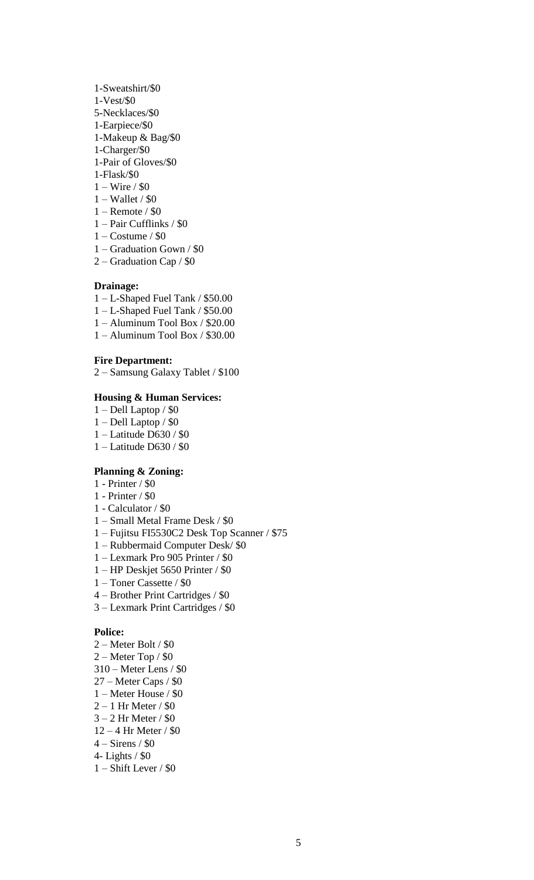1-Sweatshirt/$0  
1-Vest/$0  
5-Necklaces/$0  
1-Earpiece/$0  
1-Makeup & Bag/$0  
1-Charger/$0  
1-Pair of Gloves/$0  
1-Flask/$0  
1 – Wire / $0  
1 – Wallet / $0  
1 – Remote / $0  
1 – Pair Cufflinks / $0  
1 – Costume / $0  
1 – Graduation Gown / $0  
2 – Graduation Cap / $0

**Drainage:**

1 – L-Shaped Fuel Tank / $50.00  
1 – L-Shaped Fuel Tank / $50.00  
1 – Aluminum Tool Box / $20.00  
1 – Aluminum Tool Box / $30.00

**Fire Department:**

2 – Samsung Galaxy Tablet / $100

**Housing & Human Services:**

1 – Dell Laptop / $0  
1 – Dell Laptop / $0  
1 – Latitude D630 / $0  
1 – Latitude D630 / $0

**Planning & Zoning:**

1 - Printer / $0  
1 - Printer / $0  
1 - Calculator / $0  
1 – Small Metal Frame Desk / $0  
1 – Fujitsu FI5530C2 Desk Top Scanner / $75  
1 – Rubbermaid Computer Desk/ $0  
1 – Lexmark Pro 905 Printer / $0  
1 – HP Deskjet 5650 Printer / $0  
1 – Toner Cassette / $0  
4 – Brother Print Cartridges / $0  
3 – Lexmark Print Cartridges / $0

**Police:**

2 – Meter Bolt / $0  
2 – Meter Top / $0  
310 – Meter Lens / $0  
27 – Meter Caps / $0  
1 – Meter House / $0  
2 – 1 Hr Meter / $0  
3 – 2 Hr Meter / $0  
12 – 4 Hr Meter / $0  
4 – Sirens / $0  
4- Lights / $0  
1 – Shift Lever / $0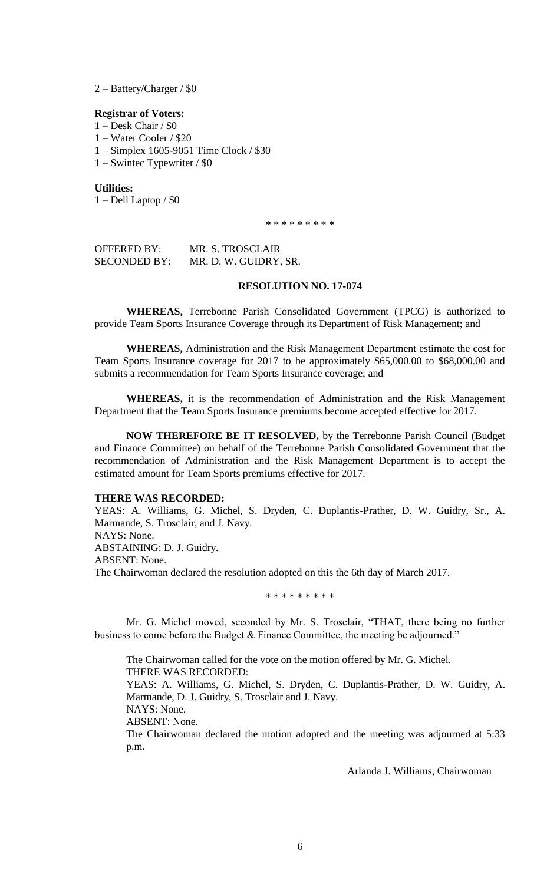2 – Battery/Charger / $0

**Registrar of Voters:**

1 – Desk Chair / $0
1 – Water Cooler / $20
1 – Simplex 1605-9051 Time Clock / $30
1 – Swintec Typewriter / $0

**Utilities:**

1 – Dell Laptop / $0

\* \* \* \* \* \* \* \* \*

OFFERED BY: MR. S. TROSCLAIR
SECONDED BY: MR. D. W. GUIDRY, SR.

**RESOLUTION NO. 17-074**

**WHEREAS,** Terrebonne Parish Consolidated Government (TPCG) is authorized to provide Team Sports Insurance Coverage through its Department of Risk Management; and

**WHEREAS,** Administration and the Risk Management Department estimate the cost for Team Sports Insurance coverage for 2017 to be approximately $65,000.00 to $68,000.00 and submits a recommendation for Team Sports Insurance coverage; and

**WHEREAS,** it is the recommendation of Administration and the Risk Management Department that the Team Sports Insurance premiums become accepted effective for 2017.

**NOW THEREFORE BE IT RESOLVED,** by the Terrebonne Parish Council (Budget and Finance Committee) on behalf of the Terrebonne Parish Consolidated Government that the recommendation of Administration and the Risk Management Department is to accept the estimated amount for Team Sports premiums effective for 2017.

**THERE WAS RECORDED:**
YEAS: A. Williams, G. Michel, S. Dryden, C. Duplantis-Prather, D. W. Guidry, Sr., A. Marmande, S. Trosclair, and J. Navy.
NAYS: None.
ABSTAINING: D. J. Guidry.
ABSENT: None.
The Chairwoman declared the resolution adopted on this the 6th day of March 2017.

\* \* \* \* \* \* \* \* \*

Mr. G. Michel moved, seconded by Mr. S. Trosclair, "THAT, there being no further business to come before the Budget & Finance Committee, the meeting be adjourned."

The Chairwoman called for the vote on the motion offered by Mr. G. Michel.
THERE WAS RECORDED:
YEAS: A. Williams, G. Michel, S. Dryden, C. Duplantis-Prather, D. W. Guidry, A. Marmande, D. J. Guidry, S. Trosclair and J. Navy.
NAYS: None.
ABSENT: None.
The Chairwoman declared the motion adopted and the meeting was adjourned at 5:33 p.m.

Arlanda J. Williams, Chairwoman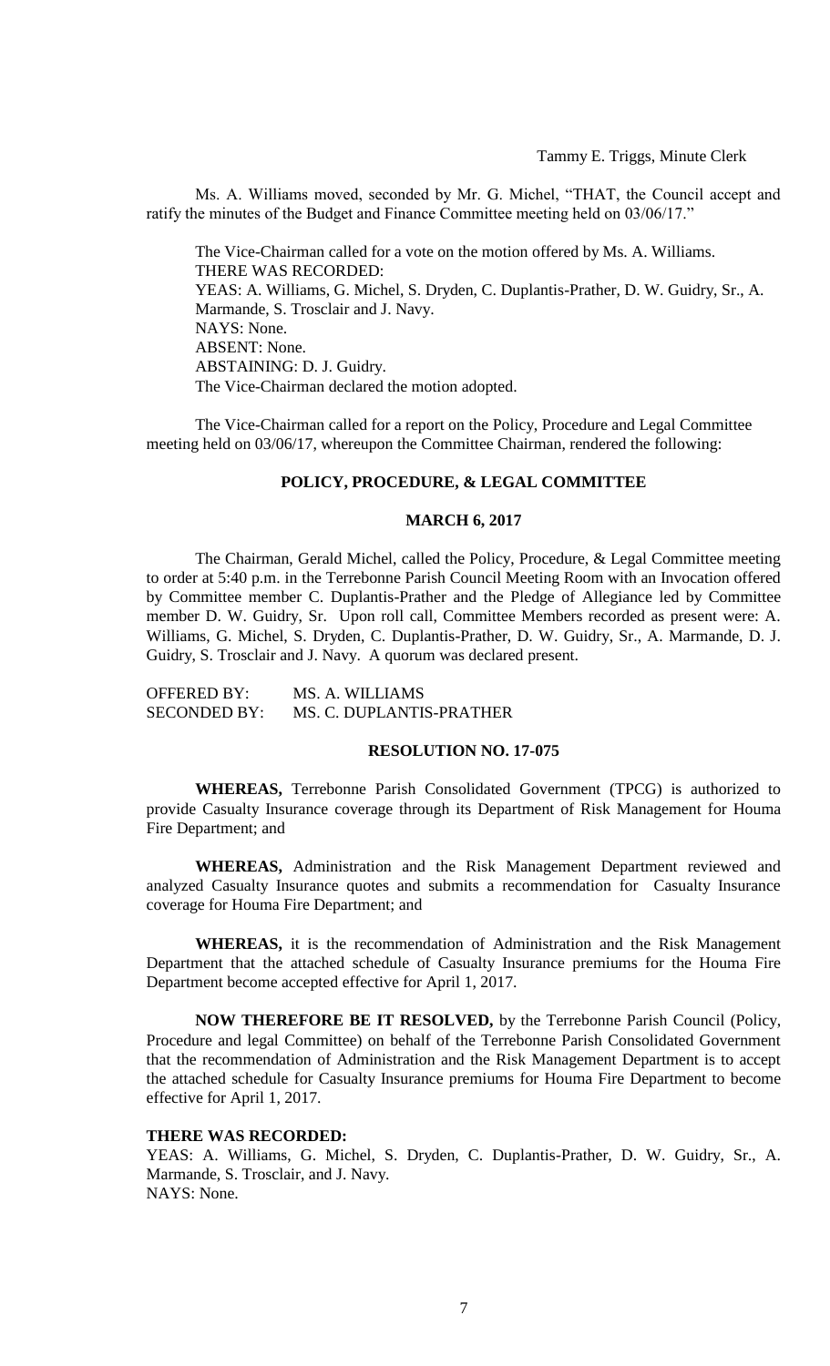Tammy E. Triggs, Minute Clerk

Ms. A. Williams moved, seconded by Mr. G. Michel, "THAT, the Council accept and ratify the minutes of the Budget and Finance Committee meeting held on 03/06/17."

The Vice-Chairman called for a vote on the motion offered by Ms. A. Williams.
THERE WAS RECORDED:
YEAS: A. Williams, G. Michel, S. Dryden, C. Duplantis-Prather, D. W. Guidry, Sr., A. Marmande, S. Trosclair and J. Navy.
NAYS: None.
ABSENT: None.
ABSTAINING: D. J. Guidry.
The Vice-Chairman declared the motion adopted.

The Vice-Chairman called for a report on the Policy, Procedure and Legal Committee meeting held on 03/06/17, whereupon the Committee Chairman, rendered the following:

**POLICY, PROCEDURE, & LEGAL COMMITTEE**

**MARCH 6, 2017**

The Chairman, Gerald Michel, called the Policy, Procedure, & Legal Committee meeting to order at 5:40 p.m. in the Terrebonne Parish Council Meeting Room with an Invocation offered by Committee member C. Duplantis-Prather and the Pledge of Allegiance led by Committee member D. W. Guidry, Sr. Upon roll call, Committee Members recorded as present were: A. Williams, G. Michel, S. Dryden, C. Duplantis-Prather, D. W. Guidry, Sr., A. Marmande, D. J. Guidry, S. Trosclair and J. Navy. A quorum was declared present.

OFFERED BY: MS. A. WILLIAMS
SECONDED BY: MS. C. DUPLANTIS-PRATHER

**RESOLUTION NO. 17-075**

**WHEREAS,** Terrebonne Parish Consolidated Government (TPCG) is authorized to provide Casualty Insurance coverage through its Department of Risk Management for Houma Fire Department; and

**WHEREAS,** Administration and the Risk Management Department reviewed and analyzed Casualty Insurance quotes and submits a recommendation for Casualty Insurance coverage for Houma Fire Department; and

**WHEREAS,** it is the recommendation of Administration and the Risk Management Department that the attached schedule of Casualty Insurance premiums for the Houma Fire Department become accepted effective for April 1, 2017.

**NOW THEREFORE BE IT RESOLVED,** by the Terrebonne Parish Council (Policy, Procedure and legal Committee) on behalf of the Terrebonne Parish Consolidated Government that the recommendation of Administration and the Risk Management Department is to accept the attached schedule for Casualty Insurance premiums for Houma Fire Department to become effective for April 1, 2017.

**THERE WAS RECORDED:**
YEAS: A. Williams, G. Michel, S. Dryden, C. Duplantis-Prather, D. W. Guidry, Sr., A. Marmande, S. Trosclair, and J. Navy.
NAYS: None.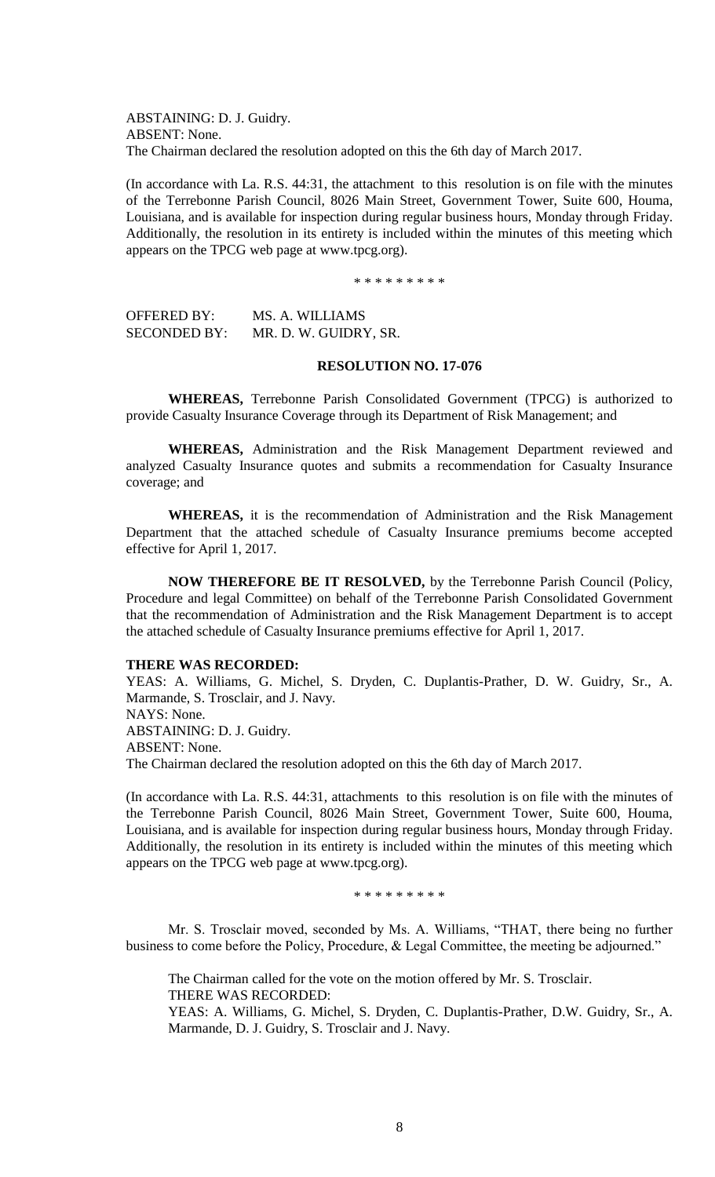ABSTAINING: D. J. Guidry.
ABSENT: None.
The Chairman declared the resolution adopted on this the 6th day of March 2017.

(In accordance with La. R.S. 44:31, the attachment to this resolution is on file with the minutes of the Terrebonne Parish Council, 8026 Main Street, Government Tower, Suite 600, Houma, Louisiana, and is available for inspection during regular business hours, Monday through Friday. Additionally, the resolution in its entirety is included within the minutes of this meeting which appears on the TPCG web page at www.tpcg.org).

\* \* \* \* \* \* \* \* \*

OFFERED BY: MS. A. WILLIAMS
SECONDED BY: MR. D. W. GUIDRY, SR.

**RESOLUTION NO. 17-076**

**WHEREAS,** Terrebonne Parish Consolidated Government (TPCG) is authorized to provide Casualty Insurance Coverage through its Department of Risk Management; and

**WHEREAS,** Administration and the Risk Management Department reviewed and analyzed Casualty Insurance quotes and submits a recommendation for Casualty Insurance coverage; and

**WHEREAS,** it is the recommendation of Administration and the Risk Management Department that the attached schedule of Casualty Insurance premiums become accepted effective for April 1, 2017.

**NOW THEREFORE BE IT RESOLVED,** by the Terrebonne Parish Council (Policy, Procedure and legal Committee) on behalf of the Terrebonne Parish Consolidated Government that the recommendation of Administration and the Risk Management Department is to accept the attached schedule of Casualty Insurance premiums effective for April 1, 2017.

**THERE WAS RECORDED:**
YEAS: A. Williams, G. Michel, S. Dryden, C. Duplantis-Prather, D. W. Guidry, Sr., A. Marmande, S. Trosclair, and J. Navy.
NAYS: None.
ABSTAINING: D. J. Guidry.
ABSENT: None.
The Chairman declared the resolution adopted on this the 6th day of March 2017.

(In accordance with La. R.S. 44:31, attachments to this resolution is on file with the minutes of the Terrebonne Parish Council, 8026 Main Street, Government Tower, Suite 600, Houma, Louisiana, and is available for inspection during regular business hours, Monday through Friday. Additionally, the resolution in its entirety is included within the minutes of this meeting which appears on the TPCG web page at www.tpcg.org).

\* \* \* \* \* \* \* \* \*

Mr. S. Trosclair moved, seconded by Ms. A. Williams, "THAT, there being no further business to come before the Policy, Procedure, & Legal Committee, the meeting be adjourned."

The Chairman called for the vote on the motion offered by Mr. S. Trosclair.
THERE WAS RECORDED:
YEAS: A. Williams, G. Michel, S. Dryden, C. Duplantis-Prather, D.W. Guidry, Sr., A. Marmande, D. J. Guidry, S. Trosclair and J. Navy.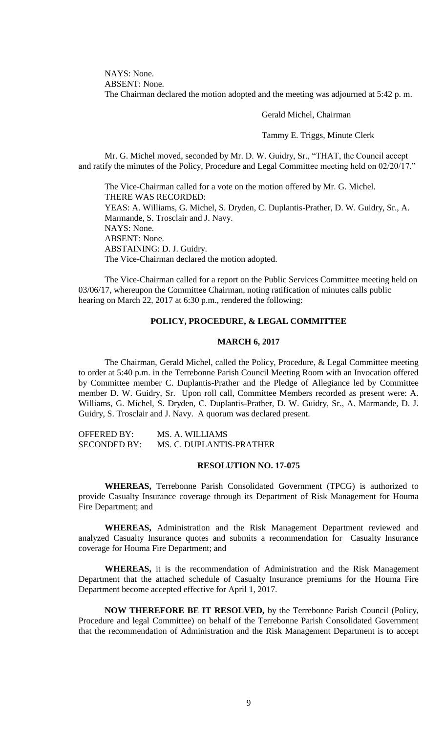NAYS: None.
ABSENT: None.
The Chairman declared the motion adopted and the meeting was adjourned at 5:42 p. m.

Gerald Michel, Chairman

Tammy E. Triggs, Minute Clerk

Mr. G. Michel moved, seconded by Mr. D. W. Guidry, Sr., "THAT, the Council accept and ratify the minutes of the Policy, Procedure and Legal Committee meeting held on 02/20/17."

The Vice-Chairman called for a vote on the motion offered by Mr. G. Michel.
THERE WAS RECORDED:
YEAS: A. Williams, G. Michel, S. Dryden, C. Duplantis-Prather, D. W. Guidry, Sr., A. Marmande, S. Trosclair and J. Navy.
NAYS: None.
ABSENT: None.
ABSTAINING: D. J. Guidry.
The Vice-Chairman declared the motion adopted.

The Vice-Chairman called for a report on the Public Services Committee meeting held on 03/06/17, whereupon the Committee Chairman, noting ratification of minutes calls public hearing on March 22, 2017 at 6:30 p.m., rendered the following:

**POLICY, PROCEDURE, & LEGAL COMMITTEE**

**MARCH 6, 2017**

The Chairman, Gerald Michel, called the Policy, Procedure, & Legal Committee meeting to order at 5:40 p.m. in the Terrebonne Parish Council Meeting Room with an Invocation offered by Committee member C. Duplantis-Prather and the Pledge of Allegiance led by Committee member D. W. Guidry, Sr. Upon roll call, Committee Members recorded as present were: A. Williams, G. Michel, S. Dryden, C. Duplantis-Prather, D. W. Guidry, Sr., A. Marmande, D. J. Guidry, S. Trosclair and J. Navy. A quorum was declared present.

OFFERED BY: MS. A. WILLIAMS
SECONDED BY: MS. C. DUPLANTIS-PRATHER

**RESOLUTION NO. 17-075**

**WHEREAS,** Terrebonne Parish Consolidated Government (TPCG) is authorized to provide Casualty Insurance coverage through its Department of Risk Management for Houma Fire Department; and

**WHEREAS,** Administration and the Risk Management Department reviewed and analyzed Casualty Insurance quotes and submits a recommendation for Casualty Insurance coverage for Houma Fire Department; and

**WHEREAS,** it is the recommendation of Administration and the Risk Management Department that the attached schedule of Casualty Insurance premiums for the Houma Fire Department become accepted effective for April 1, 2017.

**NOW THEREFORE BE IT RESOLVED,** by the Terrebonne Parish Council (Policy, Procedure and legal Committee) on behalf of the Terrebonne Parish Consolidated Government that the recommendation of Administration and the Risk Management Department is to accept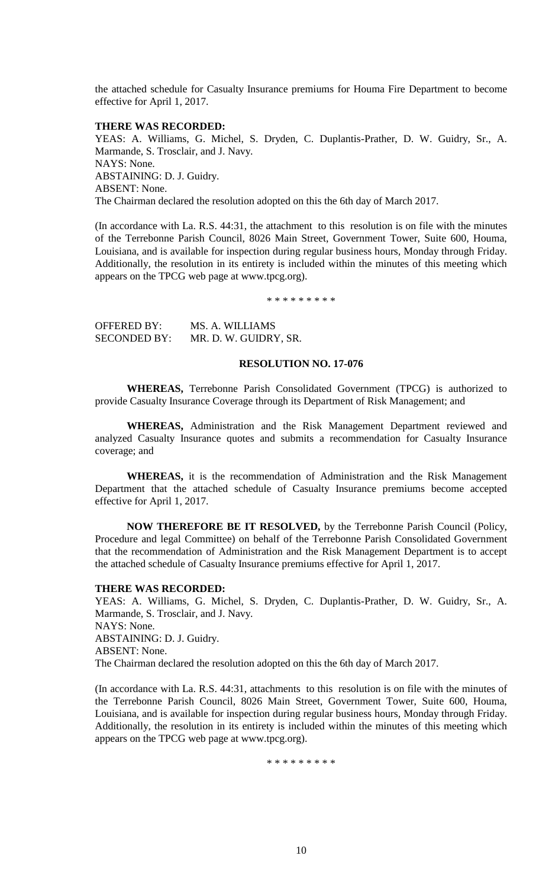the attached schedule for Casualty Insurance premiums for Houma Fire Department to become effective for April 1, 2017.

**THERE WAS RECORDED:**
YEAS: A. Williams, G. Michel, S. Dryden, C. Duplantis-Prather, D. W. Guidry, Sr., A. Marmande, S. Trosclair, and J. Navy.
NAYS: None.
ABSTAINING: D. J. Guidry.
ABSENT: None.
The Chairman declared the resolution adopted on this the 6th day of March 2017.

(In accordance with La. R.S. 44:31, the attachment to this resolution is on file with the minutes of the Terrebonne Parish Council, 8026 Main Street, Government Tower, Suite 600, Houma, Louisiana, and is available for inspection during regular business hours, Monday through Friday. Additionally, the resolution in its entirety is included within the minutes of this meeting which appears on the TPCG web page at www.tpcg.org).

\* \* \* \* \* \* \* \* \*

OFFERED BY: MS. A. WILLIAMS
SECONDED BY: MR. D. W. GUIDRY, SR.

**RESOLUTION NO. 17-076**

**WHEREAS,** Terrebonne Parish Consolidated Government (TPCG) is authorized to provide Casualty Insurance Coverage through its Department of Risk Management; and

**WHEREAS,** Administration and the Risk Management Department reviewed and analyzed Casualty Insurance quotes and submits a recommendation for Casualty Insurance coverage; and

**WHEREAS,** it is the recommendation of Administration and the Risk Management Department that the attached schedule of Casualty Insurance premiums become accepted effective for April 1, 2017.

**NOW THEREFORE BE IT RESOLVED,** by the Terrebonne Parish Council (Policy, Procedure and legal Committee) on behalf of the Terrebonne Parish Consolidated Government that the recommendation of Administration and the Risk Management Department is to accept the attached schedule of Casualty Insurance premiums effective for April 1, 2017.

**THERE WAS RECORDED:**
YEAS: A. Williams, G. Michel, S. Dryden, C. Duplantis-Prather, D. W. Guidry, Sr., A. Marmande, S. Trosclair, and J. Navy.
NAYS: None.
ABSTAINING: D. J. Guidry.
ABSENT: None.
The Chairman declared the resolution adopted on this the 6th day of March 2017.

(In accordance with La. R.S. 44:31, attachments to this resolution is on file with the minutes of the Terrebonne Parish Council, 8026 Main Street, Government Tower, Suite 600, Houma, Louisiana, and is available for inspection during regular business hours, Monday through Friday. Additionally, the resolution in its entirety is included within the minutes of this meeting which appears on the TPCG web page at www.tpcg.org).

\* \* \* \* \* \* \* \* \*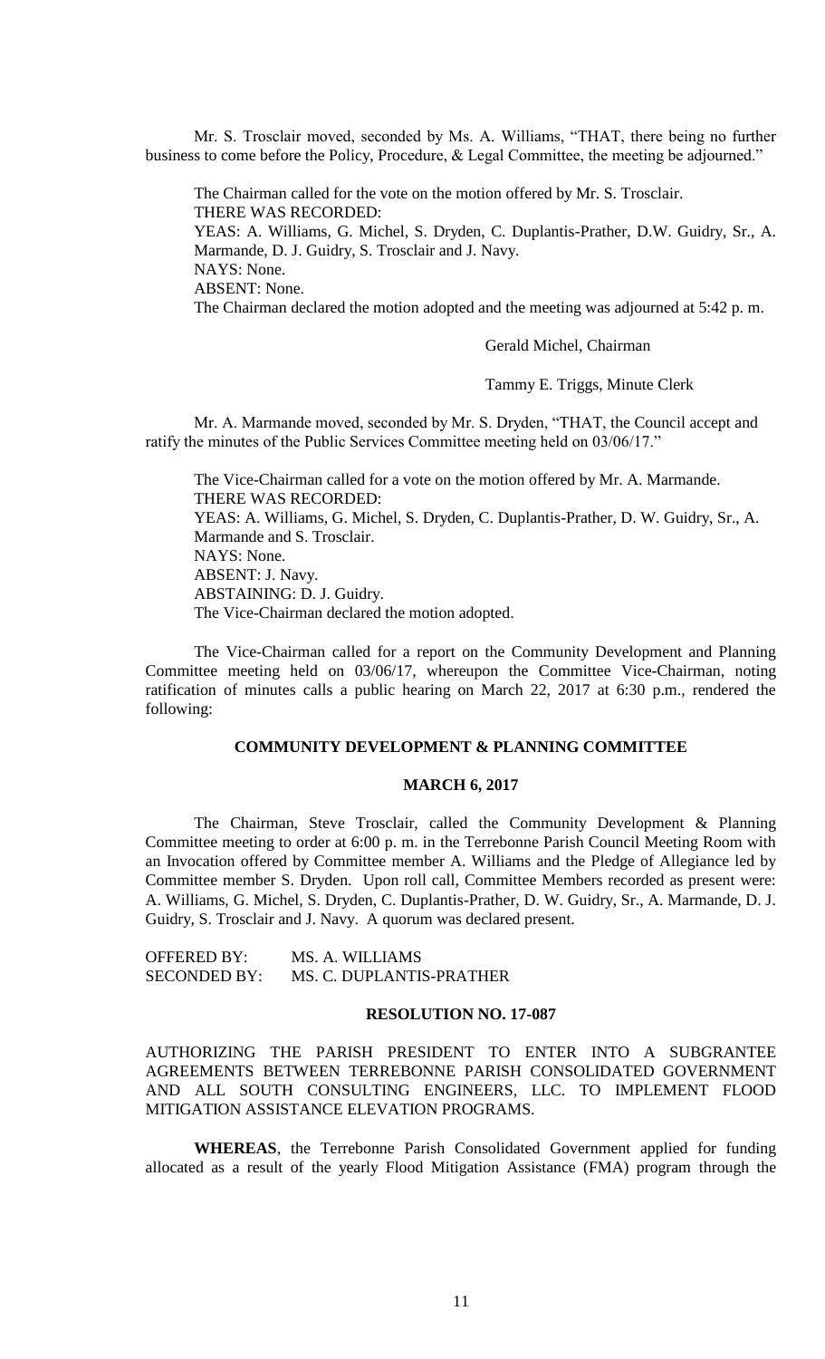Mr. S. Trosclair moved, seconded by Ms. A. Williams, "THAT, there being no further business to come before the Policy, Procedure, & Legal Committee, the meeting be adjourned."

The Chairman called for the vote on the motion offered by Mr. S. Trosclair.
THERE WAS RECORDED:
YEAS: A. Williams, G. Michel, S. Dryden, C. Duplantis-Prather, D.W. Guidry, Sr., A. Marmande, D. J. Guidry, S. Trosclair and J. Navy.
NAYS: None.
ABSENT: None.
The Chairman declared the motion adopted and the meeting was adjourned at 5:42 p. m.

Gerald Michel, Chairman

Tammy E. Triggs, Minute Clerk

Mr. A. Marmande moved, seconded by Mr. S. Dryden, "THAT, the Council accept and ratify the minutes of the Public Services Committee meeting held on 03/06/17."

The Vice-Chairman called for a vote on the motion offered by Mr. A. Marmande.
THERE WAS RECORDED:
YEAS: A. Williams, G. Michel, S. Dryden, C. Duplantis-Prather, D. W. Guidry, Sr., A. Marmande and S. Trosclair.
NAYS: None.
ABSENT: J. Navy.
ABSTAINING: D. J. Guidry.
The Vice-Chairman declared the motion adopted.

The Vice-Chairman called for a report on the Community Development and Planning Committee meeting held on 03/06/17, whereupon the Committee Vice-Chairman, noting ratification of minutes calls a public hearing on March 22, 2017 at 6:30 p.m., rendered the following:

## COMMUNITY DEVELOPMENT & PLANNING COMMITTEE

## MARCH 6, 2017

The Chairman, Steve Trosclair, called the Community Development & Planning Committee meeting to order at 6:00 p. m. in the Terrebonne Parish Council Meeting Room with an Invocation offered by Committee member A. Williams and the Pledge of Allegiance led by Committee member S. Dryden. Upon roll call, Committee Members recorded as present were: A. Williams, G. Michel, S. Dryden, C. Duplantis-Prather, D. W. Guidry, Sr., A. Marmande, D. J. Guidry, S. Trosclair and J. Navy. A quorum was declared present.

OFFERED BY: MS. A. WILLIAMS
SECONDED BY: MS. C. DUPLANTIS-PRATHER

## RESOLUTION NO. 17-087

AUTHORIZING THE PARISH PRESIDENT TO ENTER INTO A SUBGRANTEE AGREEMENTS BETWEEN TERREBONNE PARISH CONSOLIDATED GOVERNMENT AND ALL SOUTH CONSULTING ENGINEERS, LLC. TO IMPLEMENT FLOOD MITIGATION ASSISTANCE ELEVATION PROGRAMS.

**WHEREAS**, the Terrebonne Parish Consolidated Government applied for funding allocated as a result of the yearly Flood Mitigation Assistance (FMA) program through the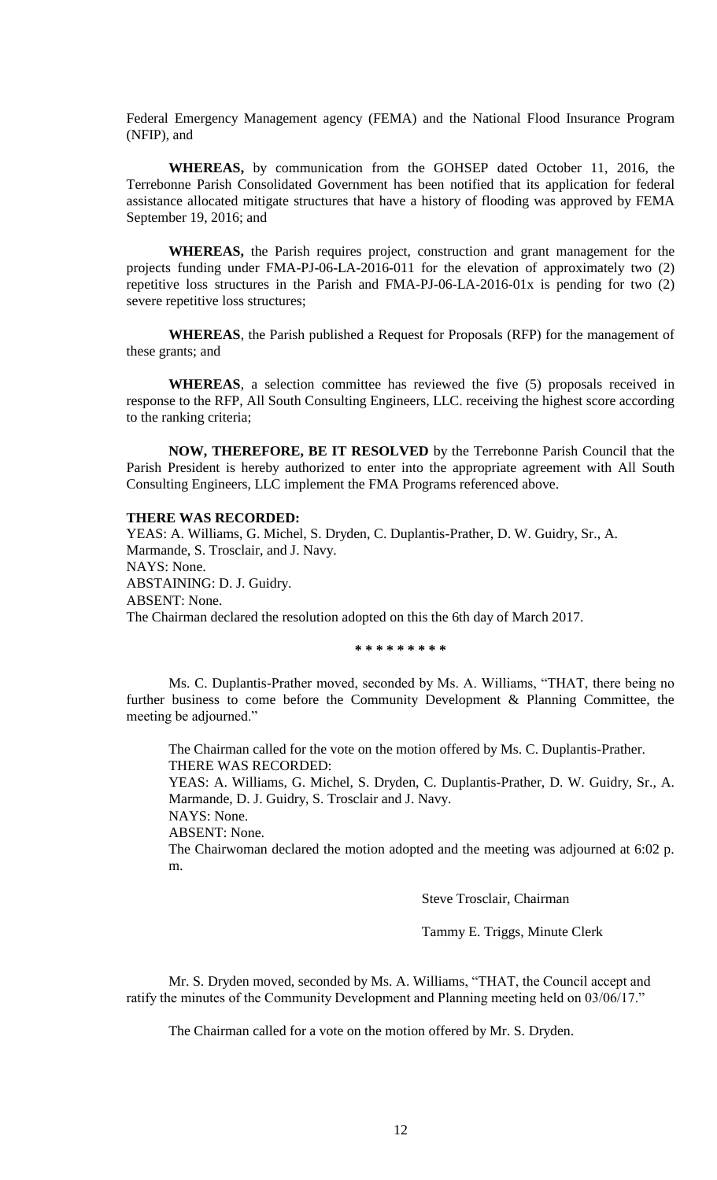Federal Emergency Management agency (FEMA) and the National Flood Insurance Program (NFIP), and

**WHEREAS,** by communication from the GOHSEP dated October 11, 2016, the Terrebonne Parish Consolidated Government has been notified that its application for federal assistance allocated mitigate structures that have a history of flooding was approved by FEMA September 19, 2016; and

**WHEREAS,** the Parish requires project, construction and grant management for the projects funding under FMA-PJ-06-LA-2016-011 for the elevation of approximately two (2) repetitive loss structures in the Parish and FMA-PJ-06-LA-2016-01x is pending for two (2) severe repetitive loss structures;

**WHEREAS**, the Parish published a Request for Proposals (RFP) for the management of these grants; and

**WHEREAS**, a selection committee has reviewed the five (5) proposals received in response to the RFP, All South Consulting Engineers, LLC. receiving the highest score according to the ranking criteria;

**NOW, THEREFORE, BE IT RESOLVED** by the Terrebonne Parish Council that the Parish President is hereby authorized to enter into the appropriate agreement with All South Consulting Engineers, LLC implement the FMA Programs referenced above.

**THERE WAS RECORDED:**
YEAS: A. Williams, G. Michel, S. Dryden, C. Duplantis-Prather, D. W. Guidry, Sr., A. Marmande, S. Trosclair, and J. Navy.
NAYS: None.
ABSTAINING: D. J. Guidry.
ABSENT: None.
The Chairman declared the resolution adopted on this the 6th day of March 2017.

\* \* \* \* \* \* \* \* \*

Ms. C. Duplantis-Prather moved, seconded by Ms. A. Williams, "THAT, there being no further business to come before the Community Development & Planning Committee, the meeting be adjourned."

The Chairman called for the vote on the motion offered by Ms. C. Duplantis-Prather.
THERE WAS RECORDED:
YEAS: A. Williams, G. Michel, S. Dryden, C. Duplantis-Prather, D. W. Guidry, Sr., A. Marmande, D. J. Guidry, S. Trosclair and J. Navy.
NAYS: None.
ABSENT: None.
The Chairwoman declared the motion adopted and the meeting was adjourned at 6:02 p. m.

Steve Trosclair, Chairman

Tammy E. Triggs, Minute Clerk

Mr. S. Dryden moved, seconded by Ms. A. Williams, "THAT, the Council accept and ratify the minutes of the Community Development and Planning meeting held on 03/06/17."

The Chairman called for a vote on the motion offered by Mr. S. Dryden.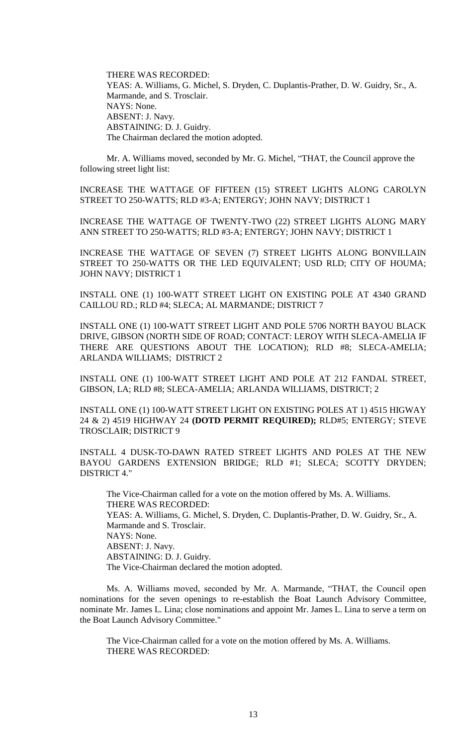THERE WAS RECORDED:
YEAS: A. Williams, G. Michel, S. Dryden, C. Duplantis-Prather, D. W. Guidry, Sr., A. Marmande, and S. Trosclair.
NAYS: None.
ABSENT: J. Navy.
ABSTAINING: D. J. Guidry.
The Chairman declared the motion adopted.

Mr. A. Williams moved, seconded by Mr. G. Michel, "THAT, the Council approve the following street light list:

INCREASE THE WATTAGE OF FIFTEEN (15) STREET LIGHTS ALONG CAROLYN STREET TO 250-WATTS; RLD #3-A; ENTERGY; JOHN NAVY; DISTRICT 1

INCREASE THE WATTAGE OF TWENTY-TWO (22) STREET LIGHTS ALONG MARY ANN STREET TO 250-WATTS; RLD #3-A; ENTERGY; JOHN NAVY; DISTRICT 1

INCREASE THE WATTAGE OF SEVEN (7) STREET LIGHTS ALONG BONVILLAIN STREET TO 250-WATTS OR THE LED EQUIVALENT; USD RLD; CITY OF HOUMA; JOHN NAVY; DISTRICT 1

INSTALL ONE (1) 100-WATT STREET LIGHT ON EXISTING POLE AT 4340 GRAND CAILLOU RD.; RLD #4; SLECA; AL MARMANDE; DISTRICT 7

INSTALL ONE (1) 100-WATT STREET LIGHT AND POLE 5706 NORTH BAYOU BLACK DRIVE, GIBSON (NORTH SIDE OF ROAD; CONTACT: LEROY WITH SLECA-AMELIA IF THERE ARE QUESTIONS ABOUT THE LOCATION); RLD #8; SLECA-AMELIA; ARLANDA WILLIAMS; DISTRICT 2

INSTALL ONE (1) 100-WATT STREET LIGHT AND POLE AT 212 FANDAL STREET, GIBSON, LA; RLD #8; SLECA-AMELIA; ARLANDA WILLIAMS, DISTRICT; 2

INSTALL ONE (1) 100-WATT STREET LIGHT ON EXISTING POLES AT 1) 4515 HIGWAY 24 & 2) 4519 HIGHWAY 24 **(DOTD PERMIT REQUIRED);** RLD#5; ENTERGY; STEVE TROSCLAIR; DISTRICT 9

INSTALL 4 DUSK-TO-DAWN RATED STREET LIGHTS AND POLES AT THE NEW BAYOU GARDENS EXTENSION BRIDGE; RLD #1; SLECA; SCOTTY DRYDEN; DISTRICT 4."

The Vice-Chairman called for a vote on the motion offered by Ms. A. Williams.
THERE WAS RECORDED:
YEAS: A. Williams, G. Michel, S. Dryden, C. Duplantis-Prather, D. W. Guidry, Sr., A. Marmande and S. Trosclair.
NAYS: None.
ABSENT: J. Navy.
ABSTAINING: D. J. Guidry.
The Vice-Chairman declared the motion adopted.

Ms. A. Williams moved, seconded by Mr. A. Marmande, "THAT, the Council open nominations for the seven openings to re-establish the Boat Launch Advisory Committee, nominate Mr. James L. Lina; close nominations and appoint Mr. James L. Lina to serve a term on the Boat Launch Advisory Committee."

The Vice-Chairman called for a vote on the motion offered by Ms. A. Williams.
THERE WAS RECORDED: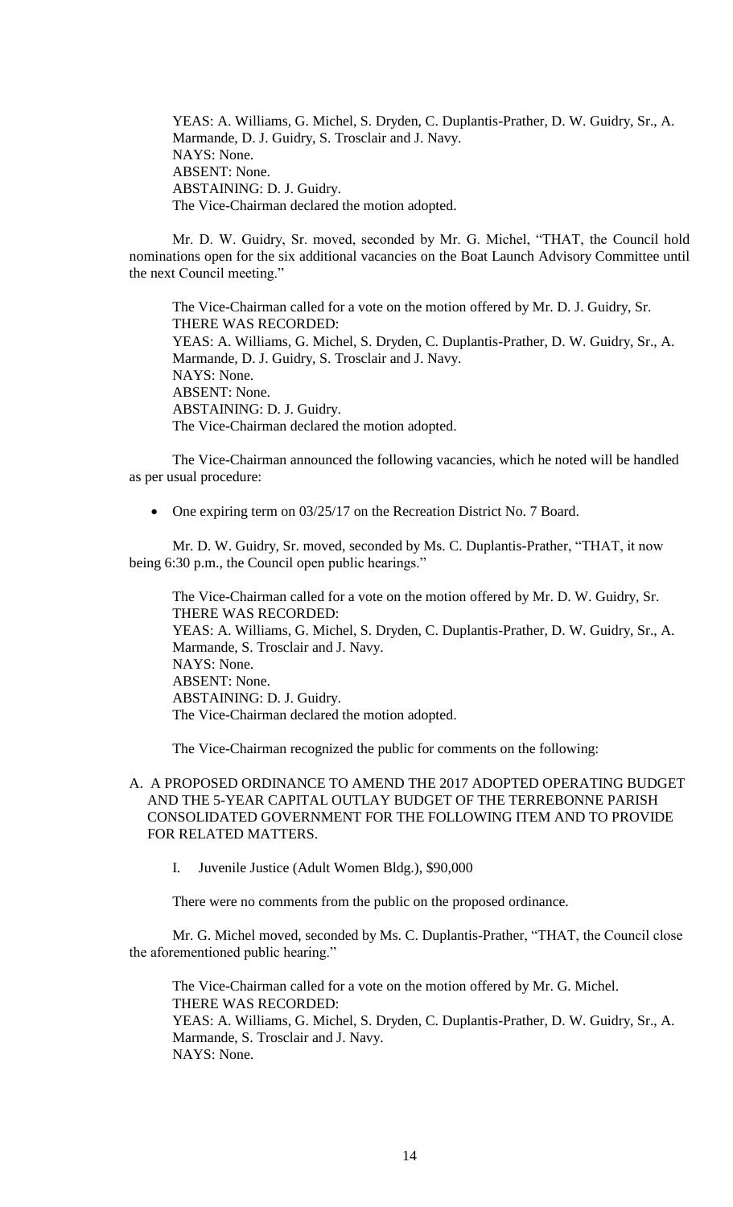YEAS: A. Williams, G. Michel, S. Dryden, C. Duplantis-Prather, D. W. Guidry, Sr., A. Marmande, D. J. Guidry, S. Trosclair and J. Navy.
NAYS: None.
ABSENT: None.
ABSTAINING: D. J. Guidry.
The Vice-Chairman declared the motion adopted.

Mr. D. W. Guidry, Sr. moved, seconded by Mr. G. Michel, "THAT, the Council hold nominations open for the six additional vacancies on the Boat Launch Advisory Committee until the next Council meeting."

The Vice-Chairman called for a vote on the motion offered by Mr. D. J. Guidry, Sr.
THERE WAS RECORDED:
YEAS: A. Williams, G. Michel, S. Dryden, C. Duplantis-Prather, D. W. Guidry, Sr., A. Marmande, D. J. Guidry, S. Trosclair and J. Navy.
NAYS: None.
ABSENT: None.
ABSTAINING: D. J. Guidry.
The Vice-Chairman declared the motion adopted.

The Vice-Chairman announced the following vacancies, which he noted will be handled as per usual procedure:

- One expiring term on 03/25/17 on the Recreation District No. 7 Board.

Mr. D. W. Guidry, Sr. moved, seconded by Ms. C. Duplantis-Prather, "THAT, it now being 6:30 p.m., the Council open public hearings."

The Vice-Chairman called for a vote on the motion offered by Mr. D. W. Guidry, Sr.
THERE WAS RECORDED:
YEAS: A. Williams, G. Michel, S. Dryden, C. Duplantis-Prather, D. W. Guidry, Sr., A. Marmande, S. Trosclair and J. Navy.
NAYS: None.
ABSENT: None.
ABSTAINING: D. J. Guidry.
The Vice-Chairman declared the motion adopted.

The Vice-Chairman recognized the public for comments on the following:

A. A PROPOSED ORDINANCE TO AMEND THE 2017 ADOPTED OPERATING BUDGET AND THE 5-YEAR CAPITAL OUTLAY BUDGET OF THE TERREBONNE PARISH CONSOLIDATED GOVERNMENT FOR THE FOLLOWING ITEM AND TO PROVIDE FOR RELATED MATTERS.

    I. Juvenile Justice (Adult Women Bldg.), $90,000

There were no comments from the public on the proposed ordinance.

Mr. G. Michel moved, seconded by Ms. C. Duplantis-Prather, "THAT, the Council close the aforementioned public hearing."

The Vice-Chairman called for a vote on the motion offered by Mr. G. Michel.
THERE WAS RECORDED:
YEAS: A. Williams, G. Michel, S. Dryden, C. Duplantis-Prather, D. W. Guidry, Sr., A. Marmande, S. Trosclair and J. Navy.
NAYS: None.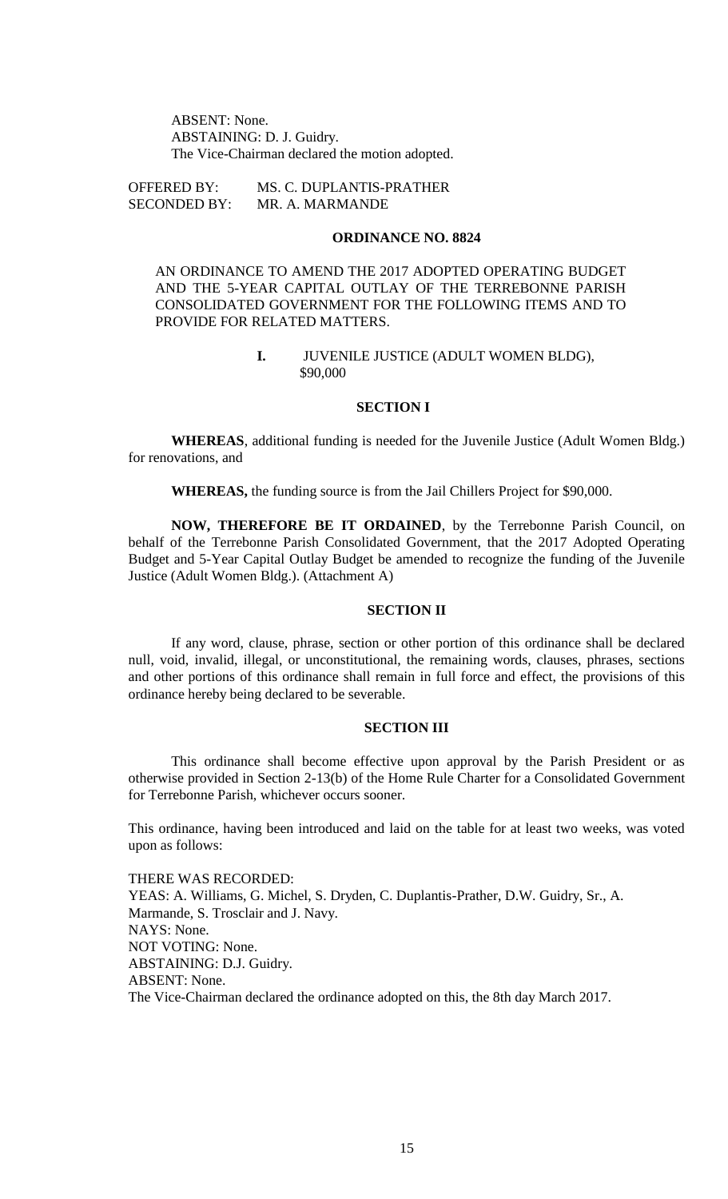ABSENT: None.
ABSTAINING: D. J. Guidry.
The Vice-Chairman declared the motion adopted.

OFFERED BY: MS. C. DUPLANTIS-PRATHER
SECONDED BY: MR. A. MARMANDE

## ORDINANCE NO. 8824

AN ORDINANCE TO AMEND THE 2017 ADOPTED OPERATING BUDGET AND THE 5-YEAR CAPITAL OUTLAY OF THE TERREBONNE PARISH CONSOLIDATED GOVERNMENT FOR THE FOLLOWING ITEMS AND TO PROVIDE FOR RELATED MATTERS.

**I.** JUVENILE JUSTICE (ADULT WOMEN BLDG), $90,000

### SECTION I

**WHEREAS**, additional funding is needed for the Juvenile Justice (Adult Women Bldg.) for renovations, and

**WHEREAS,** the funding source is from the Jail Chillers Project for $90,000.

**NOW, THEREFORE BE IT ORDAINED**, by the Terrebonne Parish Council, on behalf of the Terrebonne Parish Consolidated Government, that the 2017 Adopted Operating Budget and 5-Year Capital Outlay Budget be amended to recognize the funding of the Juvenile Justice (Adult Women Bldg.). (Attachment A)

### SECTION II

If any word, clause, phrase, section or other portion of this ordinance shall be declared null, void, invalid, illegal, or unconstitutional, the remaining words, clauses, phrases, sections and other portions of this ordinance shall remain in full force and effect, the provisions of this ordinance hereby being declared to be severable.

### SECTION III

This ordinance shall become effective upon approval by the Parish President or as otherwise provided in Section 2-13(b) of the Home Rule Charter for a Consolidated Government for Terrebonne Parish, whichever occurs sooner.

This ordinance, having been introduced and laid on the table for at least two weeks, was voted upon as follows:

THERE WAS RECORDED:
YEAS: A. Williams, G. Michel, S. Dryden, C. Duplantis-Prather, D.W. Guidry, Sr., A. Marmande, S. Trosclair and J. Navy.
NAYS: None.
NOT VOTING: None.
ABSTAINING: D.J. Guidry.
ABSENT: None.
The Vice-Chairman declared the ordinance adopted on this, the 8th day March 2017.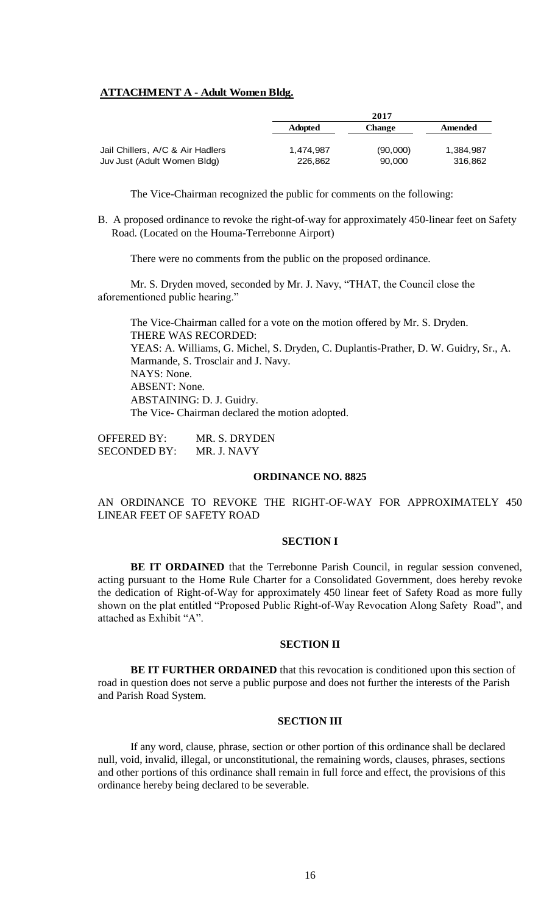**ATTACHMENT A - Adult Women Bldg.**

| | 2017 | | |
|---|---|---|---|
| | **Adopted** | **Change** | **Amended** |
| Jail Chillers, A/C & Air Hadlers | 1,474,987 | (90,000) | 1,384,987 |
| Juv Just (Adult Women Bldg) | 226,862 | 90,000 | 316,862 |

The Vice-Chairman recognized the public for comments on the following:

B. A proposed ordinance to revoke the right-of-way for approximately 450-linear feet on Safety Road. (Located on the Houma-Terrebonne Airport)

There were no comments from the public on the proposed ordinance.

Mr. S. Dryden moved, seconded by Mr. J. Navy, "THAT, the Council close the aforementioned public hearing."

The Vice-Chairman called for a vote on the motion offered by Mr. S. Dryden.
THERE WAS RECORDED:
YEAS: A. Williams, G. Michel, S. Dryden, C. Duplantis-Prather, D. W. Guidry, Sr., A. Marmande, S. Trosclair and J. Navy.
NAYS: None.
ABSENT: None.
ABSTAINING: D. J. Guidry.
The Vice- Chairman declared the motion adopted.

OFFERED BY: MR. S. DRYDEN
SECONDED BY: MR. J. NAVY

**ORDINANCE NO. 8825**

AN ORDINANCE TO REVOKE THE RIGHT-OF-WAY FOR APPROXIMATELY 450 LINEAR FEET OF SAFETY ROAD

**SECTION I**

**BE IT ORDAINED** that the Terrebonne Parish Council, in regular session convened, acting pursuant to the Home Rule Charter for a Consolidated Government, does hereby revoke the dedication of Right-of-Way for approximately 450 linear feet of Safety Road as more fully shown on the plat entitled "Proposed Public Right-of-Way Revocation Along Safety Road", and attached as Exhibit "A".

**SECTION II**

**BE IT FURTHER ORDAINED** that this revocation is conditioned upon this section of road in question does not serve a public purpose and does not further the interests of the Parish and Parish Road System.

**SECTION III**

If any word, clause, phrase, section or other portion of this ordinance shall be declared null, void, invalid, illegal, or unconstitutional, the remaining words, clauses, phrases, sections and other portions of this ordinance shall remain in full force and effect, the provisions of this ordinance hereby being declared to be severable.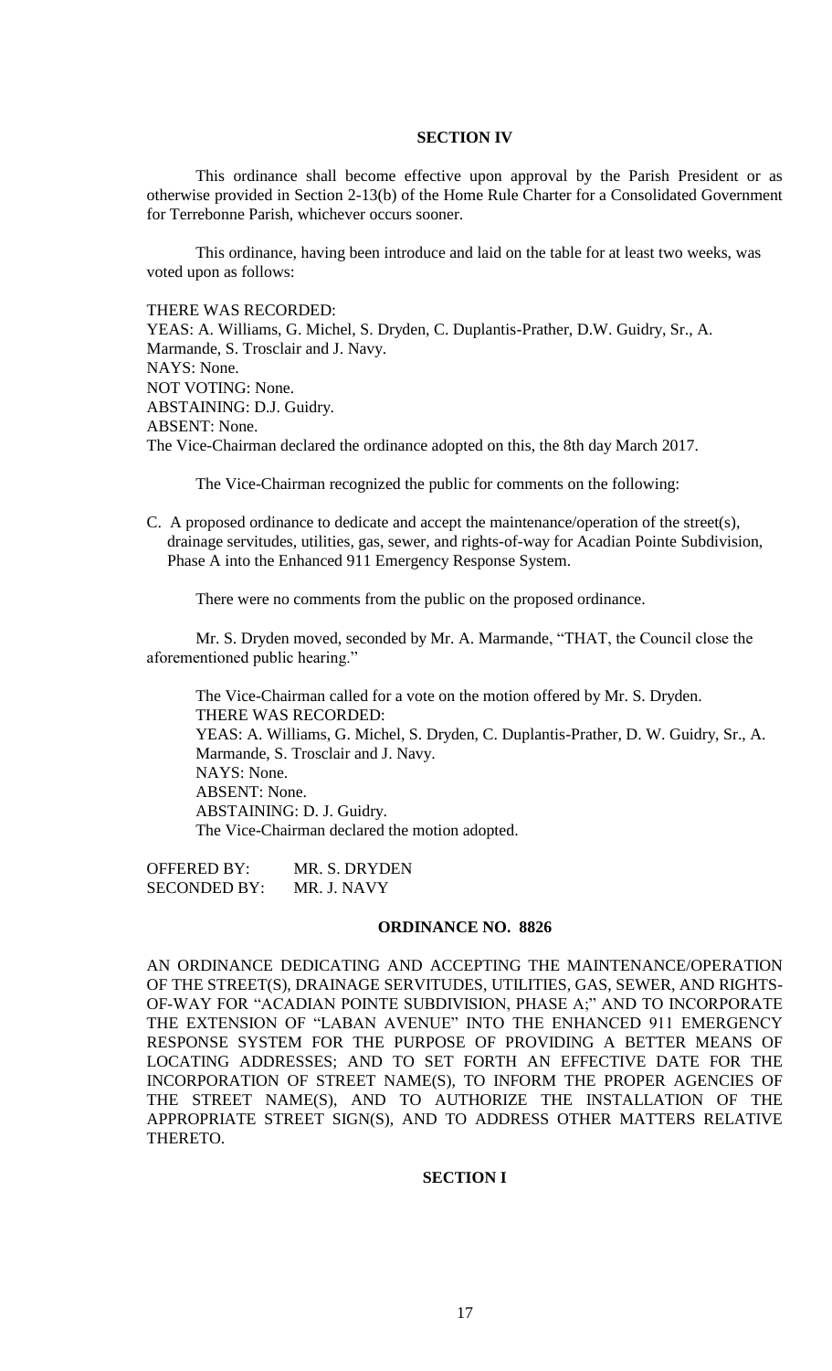## SECTION IV

This ordinance shall become effective upon approval by the Parish President or as otherwise provided in Section 2-13(b) of the Home Rule Charter for a Consolidated Government for Terrebonne Parish, whichever occurs sooner.

This ordinance, having been introduce and laid on the table for at least two weeks, was voted upon as follows:

THERE WAS RECORDED:
YEAS: A. Williams, G. Michel, S. Dryden, C. Duplantis-Prather, D.W. Guidry, Sr., A. Marmande, S. Trosclair and J. Navy.
NAYS: None.
NOT VOTING: None.
ABSTAINING: D.J. Guidry.
ABSENT: None.
The Vice-Chairman declared the ordinance adopted on this, the 8th day March 2017.

The Vice-Chairman recognized the public for comments on the following:

C. A proposed ordinance to dedicate and accept the maintenance/operation of the street(s), drainage servitudes, utilities, gas, sewer, and rights-of-way for Acadian Pointe Subdivision, Phase A into the Enhanced 911 Emergency Response System.

There were no comments from the public on the proposed ordinance.

Mr. S. Dryden moved, seconded by Mr. A. Marmande, "THAT, the Council close the aforementioned public hearing."

The Vice-Chairman called for a vote on the motion offered by Mr. S. Dryden.
THERE WAS RECORDED:
YEAS: A. Williams, G. Michel, S. Dryden, C. Duplantis-Prather, D. W. Guidry, Sr., A. Marmande, S. Trosclair and J. Navy.
NAYS: None.
ABSENT: None.
ABSTAINING: D. J. Guidry.
The Vice-Chairman declared the motion adopted.

OFFERED BY: MR. S. DRYDEN
SECONDED BY: MR. J. NAVY

## ORDINANCE NO. 8826

AN ORDINANCE DEDICATING AND ACCEPTING THE MAINTENANCE/OPERATION OF THE STREET(S), DRAINAGE SERVITUDES, UTILITIES, GAS, SEWER, AND RIGHTS-OF-WAY FOR "ACADIAN POINTE SUBDIVISION, PHASE A;" AND TO INCORPORATE THE EXTENSION OF "LABAN AVENUE" INTO THE ENHANCED 911 EMERGENCY RESPONSE SYSTEM FOR THE PURPOSE OF PROVIDING A BETTER MEANS OF LOCATING ADDRESSES; AND TO SET FORTH AN EFFECTIVE DATE FOR THE INCORPORATION OF STREET NAME(S), TO INFORM THE PROPER AGENCIES OF THE STREET NAME(S), AND TO AUTHORIZE THE INSTALLATION OF THE APPROPRIATE STREET SIGN(S), AND TO ADDRESS OTHER MATTERS RELATIVE THERETO.

## SECTION I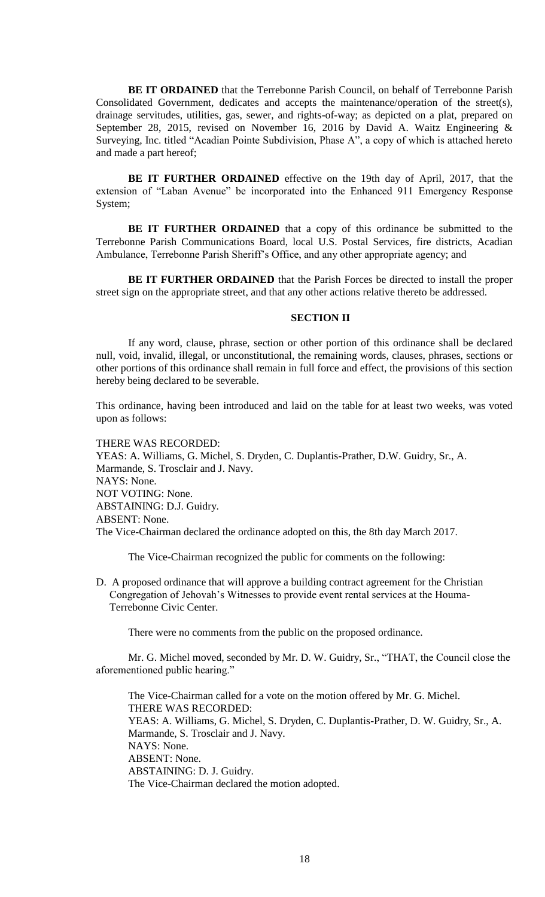**BE IT ORDAINED** that the Terrebonne Parish Council, on behalf of Terrebonne Parish Consolidated Government, dedicates and accepts the maintenance/operation of the street(s), drainage servitudes, utilities, gas, sewer, and rights-of-way; as depicted on a plat, prepared on September 28, 2015, revised on November 16, 2016 by David A. Waitz Engineering & Surveying, Inc. titled "Acadian Pointe Subdivision, Phase A", a copy of which is attached hereto and made a part hereof;

**BE IT FURTHER ORDAINED** effective on the 19th day of April, 2017, that the extension of "Laban Avenue" be incorporated into the Enhanced 911 Emergency Response System;

**BE IT FURTHER ORDAINED** that a copy of this ordinance be submitted to the Terrebonne Parish Communications Board, local U.S. Postal Services, fire districts, Acadian Ambulance, Terrebonne Parish Sheriff's Office, and any other appropriate agency; and

**BE IT FURTHER ORDAINED** that the Parish Forces be directed to install the proper street sign on the appropriate street, and that any other actions relative thereto be addressed.

**SECTION II**

If any word, clause, phrase, section or other portion of this ordinance shall be declared null, void, invalid, illegal, or unconstitutional, the remaining words, clauses, phrases, sections or other portions of this ordinance shall remain in full force and effect, the provisions of this section hereby being declared to be severable.

This ordinance, having been introduced and laid on the table for at least two weeks, was voted upon as follows:

THERE WAS RECORDED:
YEAS: A. Williams, G. Michel, S. Dryden, C. Duplantis-Prather, D.W. Guidry, Sr., A. Marmande, S. Trosclair and J. Navy.
NAYS: None.
NOT VOTING: None.
ABSTAINING: D.J. Guidry.
ABSENT: None.
The Vice-Chairman declared the ordinance adopted on this, the 8th day March 2017.

The Vice-Chairman recognized the public for comments on the following:

D. A proposed ordinance that will approve a building contract agreement for the Christian Congregation of Jehovah's Witnesses to provide event rental services at the Houma-Terrebonne Civic Center.

There were no comments from the public on the proposed ordinance.

Mr. G. Michel moved, seconded by Mr. D. W. Guidry, Sr., "THAT, the Council close the aforementioned public hearing."

The Vice-Chairman called for a vote on the motion offered by Mr. G. Michel.
THERE WAS RECORDED:
YEAS: A. Williams, G. Michel, S. Dryden, C. Duplantis-Prather, D. W. Guidry, Sr., A. Marmande, S. Trosclair and J. Navy.
NAYS: None.
ABSENT: None.
ABSTAINING: D. J. Guidry.
The Vice-Chairman declared the motion adopted.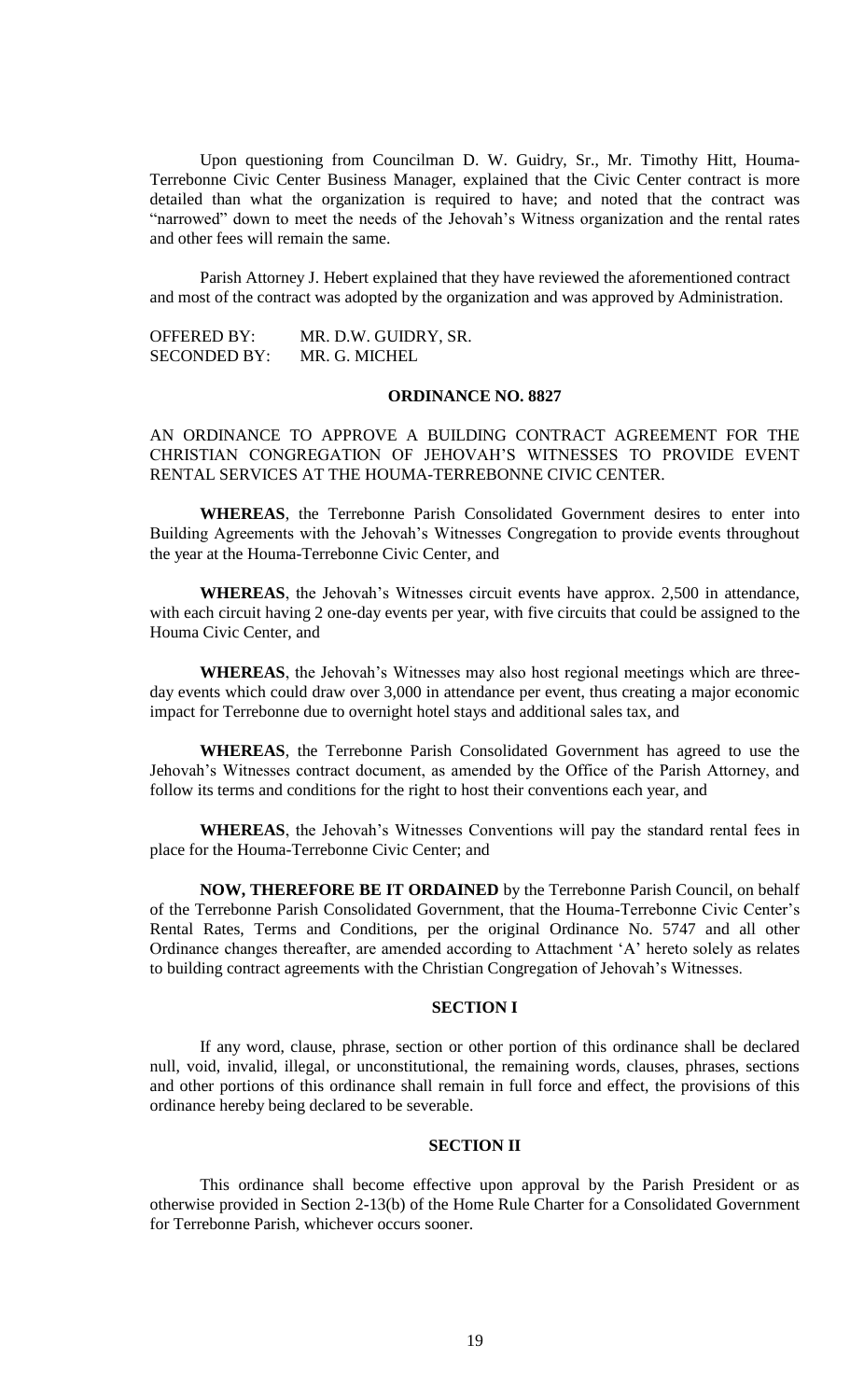Upon questioning from Councilman D. W. Guidry, Sr., Mr. Timothy Hitt, Houma-Terrebonne Civic Center Business Manager, explained that the Civic Center contract is more detailed than what the organization is required to have; and noted that the contract was "narrowed" down to meet the needs of the Jehovah's Witness organization and the rental rates and other fees will remain the same.

Parish Attorney J. Hebert explained that they have reviewed the aforementioned contract and most of the contract was adopted by the organization and was approved by Administration.

OFFERED BY: MR. D.W. GUIDRY, SR.
SECONDED BY: MR. G. MICHEL

**ORDINANCE NO. 8827**

AN ORDINANCE TO APPROVE A BUILDING CONTRACT AGREEMENT FOR THE CHRISTIAN CONGREGATION OF JEHOVAH'S WITNESSES TO PROVIDE EVENT RENTAL SERVICES AT THE HOUMA-TERREBONNE CIVIC CENTER.

**WHEREAS**, the Terrebonne Parish Consolidated Government desires to enter into Building Agreements with the Jehovah's Witnesses Congregation to provide events throughout the year at the Houma-Terrebonne Civic Center, and

**WHEREAS**, the Jehovah's Witnesses circuit events have approx. 2,500 in attendance, with each circuit having 2 one-day events per year, with five circuits that could be assigned to the Houma Civic Center, and

**WHEREAS**, the Jehovah's Witnesses may also host regional meetings which are three-day events which could draw over 3,000 in attendance per event, thus creating a major economic impact for Terrebonne due to overnight hotel stays and additional sales tax, and

**WHEREAS**, the Terrebonne Parish Consolidated Government has agreed to use the Jehovah's Witnesses contract document, as amended by the Office of the Parish Attorney, and follow its terms and conditions for the right to host their conventions each year, and

**WHEREAS**, the Jehovah's Witnesses Conventions will pay the standard rental fees in place for the Houma-Terrebonne Civic Center; and

**NOW, THEREFORE BE IT ORDAINED** by the Terrebonne Parish Council, on behalf of the Terrebonne Parish Consolidated Government, that the Houma-Terrebonne Civic Center's Rental Rates, Terms and Conditions, per the original Ordinance No. 5747 and all other Ordinance changes thereafter, are amended according to Attachment 'A' hereto solely as relates to building contract agreements with the Christian Congregation of Jehovah's Witnesses.

**SECTION I**

If any word, clause, phrase, section or other portion of this ordinance shall be declared null, void, invalid, illegal, or unconstitutional, the remaining words, clauses, phrases, sections and other portions of this ordinance shall remain in full force and effect, the provisions of this ordinance hereby being declared to be severable.

**SECTION II**

This ordinance shall become effective upon approval by the Parish President or as otherwise provided in Section 2-13(b) of the Home Rule Charter for a Consolidated Government for Terrebonne Parish, whichever occurs sooner.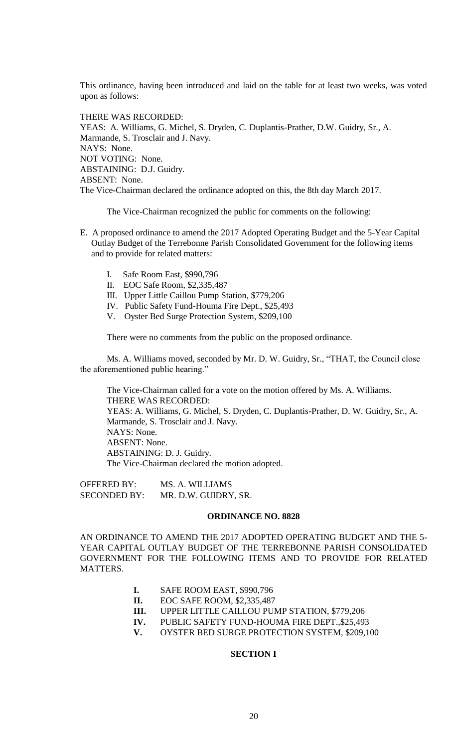This ordinance, having been introduced and laid on the table for at least two weeks, was voted upon as follows:

THERE WAS RECORDED:
YEAS: A. Williams, G. Michel, S. Dryden, C. Duplantis-Prather, D.W. Guidry, Sr., A. Marmande, S. Trosclair and J. Navy.
NAYS: None.
NOT VOTING: None.
ABSTAINING: D.J. Guidry.
ABSENT: None.
The Vice-Chairman declared the ordinance adopted on this, the 8th day March 2017.

The Vice-Chairman recognized the public for comments on the following:

E. A proposed ordinance to amend the 2017 Adopted Operating Budget and the 5-Year Capital Outlay Budget of the Terrebonne Parish Consolidated Government for the following items and to provide for related matters:

   I. Safe Room East, $990,796
   II. EOC Safe Room, $2,335,487
   III. Upper Little Caillou Pump Station, $779,206
   IV. Public Safety Fund-Houma Fire Dept., $25,493
   V. Oyster Bed Surge Protection System, $209,100

   There were no comments from the public on the proposed ordinance.

Ms. A. Williams moved, seconded by Mr. D. W. Guidry, Sr., "THAT, the Council close the aforementioned public hearing."

The Vice-Chairman called for a vote on the motion offered by Ms. A. Williams.
THERE WAS RECORDED:
YEAS: A. Williams, G. Michel, S. Dryden, C. Duplantis-Prather, D. W. Guidry, Sr., A. Marmande, S. Trosclair and J. Navy.
NAYS: None.
ABSENT: None.
ABSTAINING: D. J. Guidry.
The Vice-Chairman declared the motion adopted.

OFFERED BY: MS. A. WILLIAMS
SECONDED BY: MR. D.W. GUIDRY, SR.

**ORDINANCE NO. 8828**

AN ORDINANCE TO AMEND THE 2017 ADOPTED OPERATING BUDGET AND THE 5-YEAR CAPITAL OUTLAY BUDGET OF THE TERREBONNE PARISH CONSOLIDATED GOVERNMENT FOR THE FOLLOWING ITEMS AND TO PROVIDE FOR RELATED MATTERS.

**I.** SAFE ROOM EAST, $990,796
**II.** EOC SAFE ROOM, $2,335,487
**III.** UPPER LITTLE CAILLOU PUMP STATION, $779,206
**IV.** PUBLIC SAFETY FUND-HOUMA FIRE DEPT.,$25,493
**V.** OYSTER BED SURGE PROTECTION SYSTEM, $209,100

**SECTION I**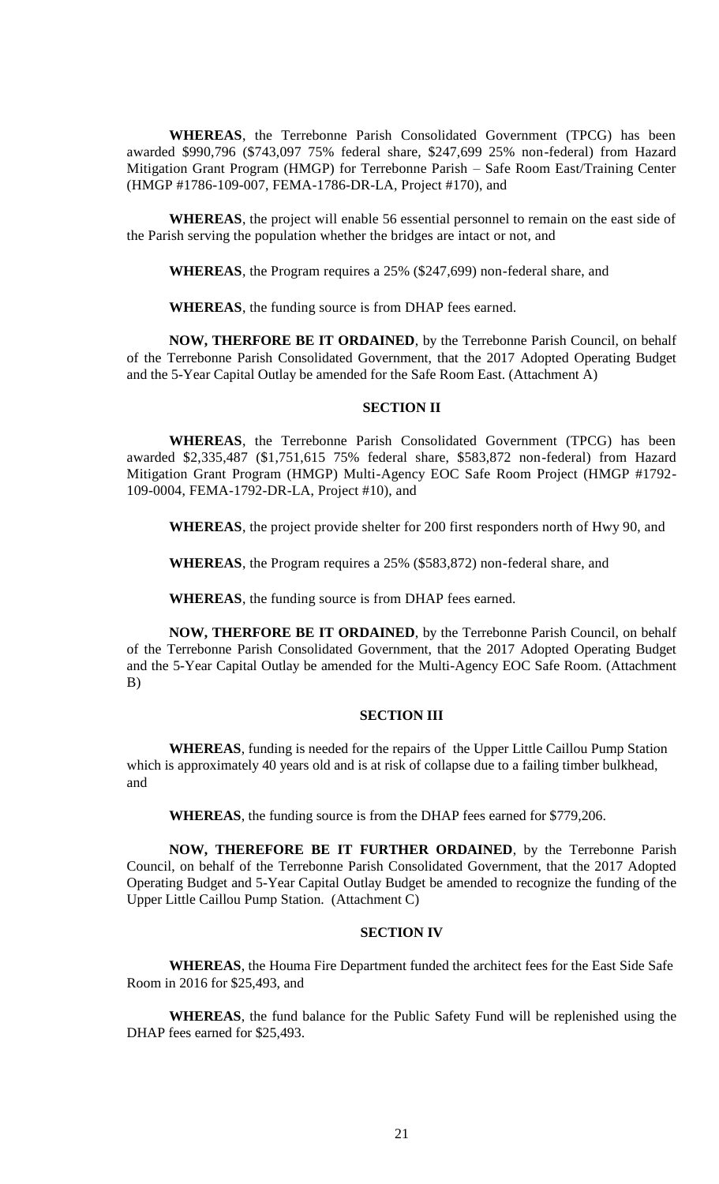**WHEREAS**, the Terrebonne Parish Consolidated Government (TPCG) has been awarded $990,796 ($743,097 75% federal share, $247,699 25% non-federal) from Hazard Mitigation Grant Program (HMGP) for Terrebonne Parish – Safe Room East/Training Center (HMGP #1786-109-007, FEMA-1786-DR-LA, Project #170), and

**WHEREAS**, the project will enable 56 essential personnel to remain on the east side of the Parish serving the population whether the bridges are intact or not, and

**WHEREAS**, the Program requires a 25% ($247,699) non-federal share, and

**WHEREAS**, the funding source is from DHAP fees earned.

**NOW, THERFORE BE IT ORDAINED**, by the Terrebonne Parish Council, on behalf of the Terrebonne Parish Consolidated Government, that the 2017 Adopted Operating Budget and the 5-Year Capital Outlay be amended for the Safe Room East. (Attachment A)

**SECTION II**

**WHEREAS**, the Terrebonne Parish Consolidated Government (TPCG) has been awarded $2,335,487 ($1,751,615 75% federal share, $583,872 non-federal) from Hazard Mitigation Grant Program (HMGP) Multi-Agency EOC Safe Room Project (HMGP #1792-109-0004, FEMA-1792-DR-LA, Project #10), and

**WHEREAS**, the project provide shelter for 200 first responders north of Hwy 90, and

**WHEREAS**, the Program requires a 25% ($583,872) non-federal share, and

**WHEREAS**, the funding source is from DHAP fees earned.

**NOW, THERFORE BE IT ORDAINED**, by the Terrebonne Parish Council, on behalf of the Terrebonne Parish Consolidated Government, that the 2017 Adopted Operating Budget and the 5-Year Capital Outlay be amended for the Multi-Agency EOC Safe Room. (Attachment B)

**SECTION III**

**WHEREAS**, funding is needed for the repairs of the Upper Little Caillou Pump Station which is approximately 40 years old and is at risk of collapse due to a failing timber bulkhead, and

**WHEREAS**, the funding source is from the DHAP fees earned for $779,206.

**NOW, THEREFORE BE IT FURTHER ORDAINED**, by the Terrebonne Parish Council, on behalf of the Terrebonne Parish Consolidated Government, that the 2017 Adopted Operating Budget and 5-Year Capital Outlay Budget be amended to recognize the funding of the Upper Little Caillou Pump Station. (Attachment C)

**SECTION IV**

**WHEREAS**, the Houma Fire Department funded the architect fees for the East Side Safe Room in 2016 for $25,493, and

**WHEREAS**, the fund balance for the Public Safety Fund will be replenished using the DHAP fees earned for $25,493.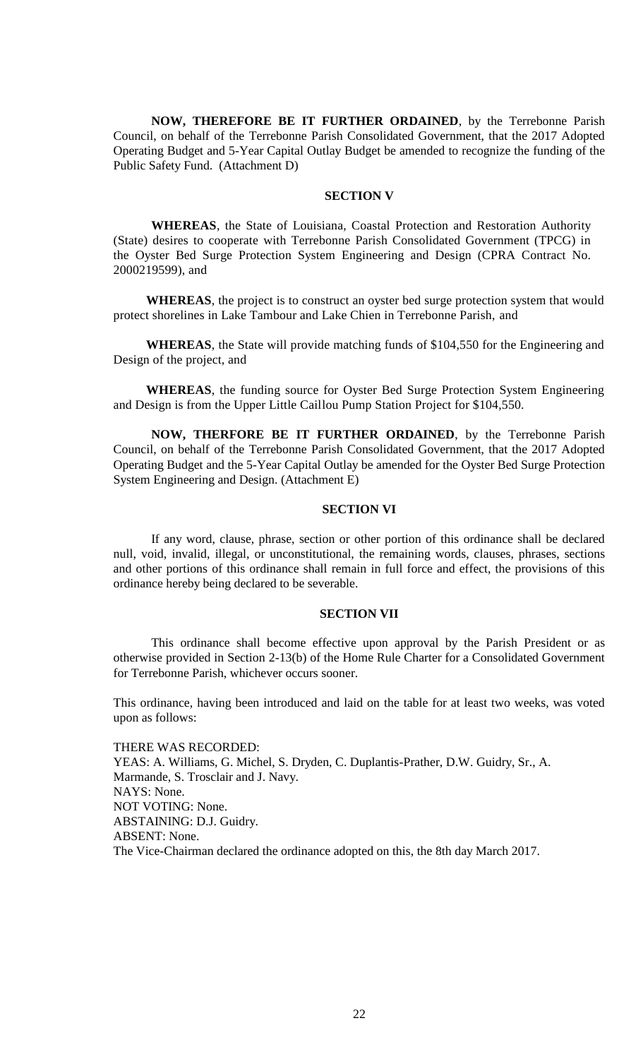**NOW, THEREFORE BE IT FURTHER ORDAINED**, by the Terrebonne Parish Council, on behalf of the Terrebonne Parish Consolidated Government, that the 2017 Adopted Operating Budget and 5-Year Capital Outlay Budget be amended to recognize the funding of the Public Safety Fund. (Attachment D)

## SECTION V

**WHEREAS**, the State of Louisiana, Coastal Protection and Restoration Authority (State) desires to cooperate with Terrebonne Parish Consolidated Government (TPCG) in the Oyster Bed Surge Protection System Engineering and Design (CPRA Contract No. 2000219599), and

**WHEREAS**, the project is to construct an oyster bed surge protection system that would protect shorelines in Lake Tambour and Lake Chien in Terrebonne Parish, and

**WHEREAS**, the State will provide matching funds of $104,550 for the Engineering and Design of the project, and

**WHEREAS**, the funding source for Oyster Bed Surge Protection System Engineering and Design is from the Upper Little Caillou Pump Station Project for $104,550.

**NOW, THERFORE BE IT FURTHER ORDAINED**, by the Terrebonne Parish Council, on behalf of the Terrebonne Parish Consolidated Government, that the 2017 Adopted Operating Budget and the 5-Year Capital Outlay be amended for the Oyster Bed Surge Protection System Engineering and Design. (Attachment E)

## SECTION VI

If any word, clause, phrase, section or other portion of this ordinance shall be declared null, void, invalid, illegal, or unconstitutional, the remaining words, clauses, phrases, sections and other portions of this ordinance shall remain in full force and effect, the provisions of this ordinance hereby being declared to be severable.

## SECTION VII

This ordinance shall become effective upon approval by the Parish President or as otherwise provided in Section 2-13(b) of the Home Rule Charter for a Consolidated Government for Terrebonne Parish, whichever occurs sooner.

This ordinance, having been introduced and laid on the table for at least two weeks, was voted upon as follows:

THERE WAS RECORDED:
YEAS: A. Williams, G. Michel, S. Dryden, C. Duplantis-Prather, D.W. Guidry, Sr., A. Marmande, S. Trosclair and J. Navy.
NAYS: None.
NOT VOTING: None.
ABSTAINING: D.J. Guidry.
ABSENT: None.
The Vice-Chairman declared the ordinance adopted on this, the 8th day March 2017.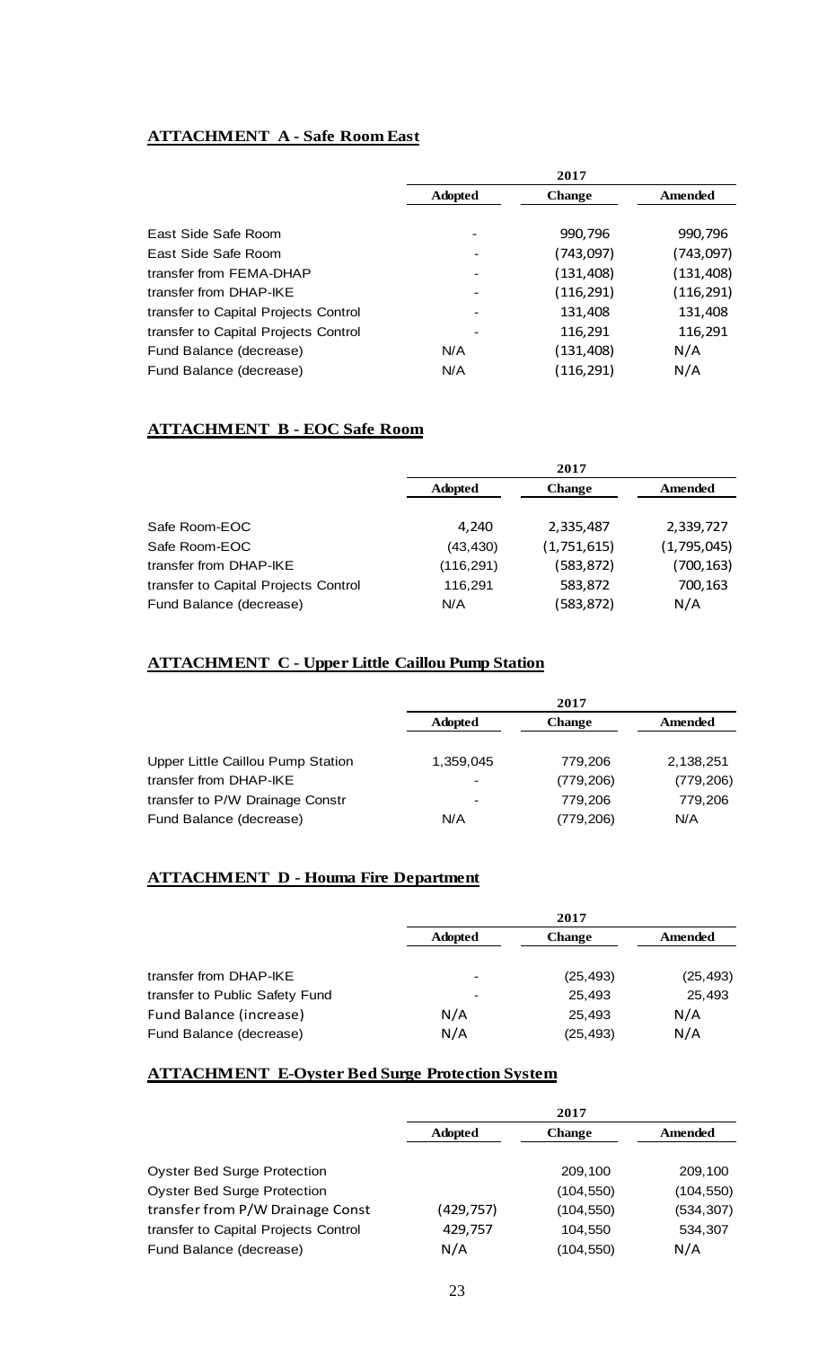**ATTACHMENT A - Safe Room East**

| | 2017 | | |
|---|---|---|---|
| | **Adopted** | **Change** | **Amended** |
| East Side Safe Room | - | 990,796 | 990,796 |
| East Side Safe Room | - | (743,097) | (743,097) |
| transfer from FEMA-DHAP | - | (131,408) | (131,408) |
| transfer from DHAP-IKE | - | (116,291) | (116,291) |
| transfer to Capital Projects Control | - | 131,408 | 131,408 |
| transfer to Capital Projects Control | - | 116,291 | 116,291 |
| Fund Balance (decrease) | N/A | (131,408) | N/A |
| Fund Balance (decrease) | N/A | (116,291) | N/A |

**ATTACHMENT B - EOC Safe Room**

| | 2017 | | |
|---|---|---|---|
| | **Adopted** | **Change** | **Amended** |
| Safe Room-EOC | 4,240 | 2,335,487 | 2,339,727 |
| Safe Room-EOC | (43,430) | (1,751,615) | (1,795,045) |
| transfer from DHAP-IKE | (116,291) | (583,872) | (700,163) |
| transfer to Capital Projects Control | 116,291 | 583,872 | 700,163 |
| Fund Balance (decrease) | N/A | (583,872) | N/A |

**ATTACHMENT C - Upper Little Caillou Pump Station**

| | 2017 | | |
|---|---|---|---|
| | **Adopted** | **Change** | **Amended** |
| Upper Little Caillou Pump Station | 1,359,045 | 779,206 | 2,138,251 |
| transfer from DHAP-IKE | - | (779,206) | (779,206) |
| transfer to P/W Drainage Constr | - | 779,206 | 779,206 |
| Fund Balance (decrease) | N/A | (779,206) | N/A |

**ATTACHMENT D - Houma Fire Department**

| | 2017 | | |
|---|---|---|---|
| | **Adopted** | **Change** | **Amended** |
| transfer from DHAP-IKE | - | (25,493) | (25,493) |
| transfer to Public Safety Fund | - | 25,493 | 25,493 |
| Fund Balance (increase) | N/A | 25,493 | N/A |
| Fund Balance (decrease) | N/A | (25,493) | N/A |

**ATTACHMENT E-Oyster Bed Surge Protection System**

| | 2017 | | |
|---|---|---|---|
| | **Adopted** | **Change** | **Amended** |
| Oyster Bed Surge Protection | | 209,100 | 209,100 |
| Oyster Bed Surge Protection | | (104,550) | (104,550) |
| transfer from P/W Drainage Const | (429,757) | (104,550) | (534,307) |
| transfer to Capital Projects Control | 429,757 | 104,550 | 534,307 |
| Fund Balance (decrease) | N/A | (104,550) | N/A |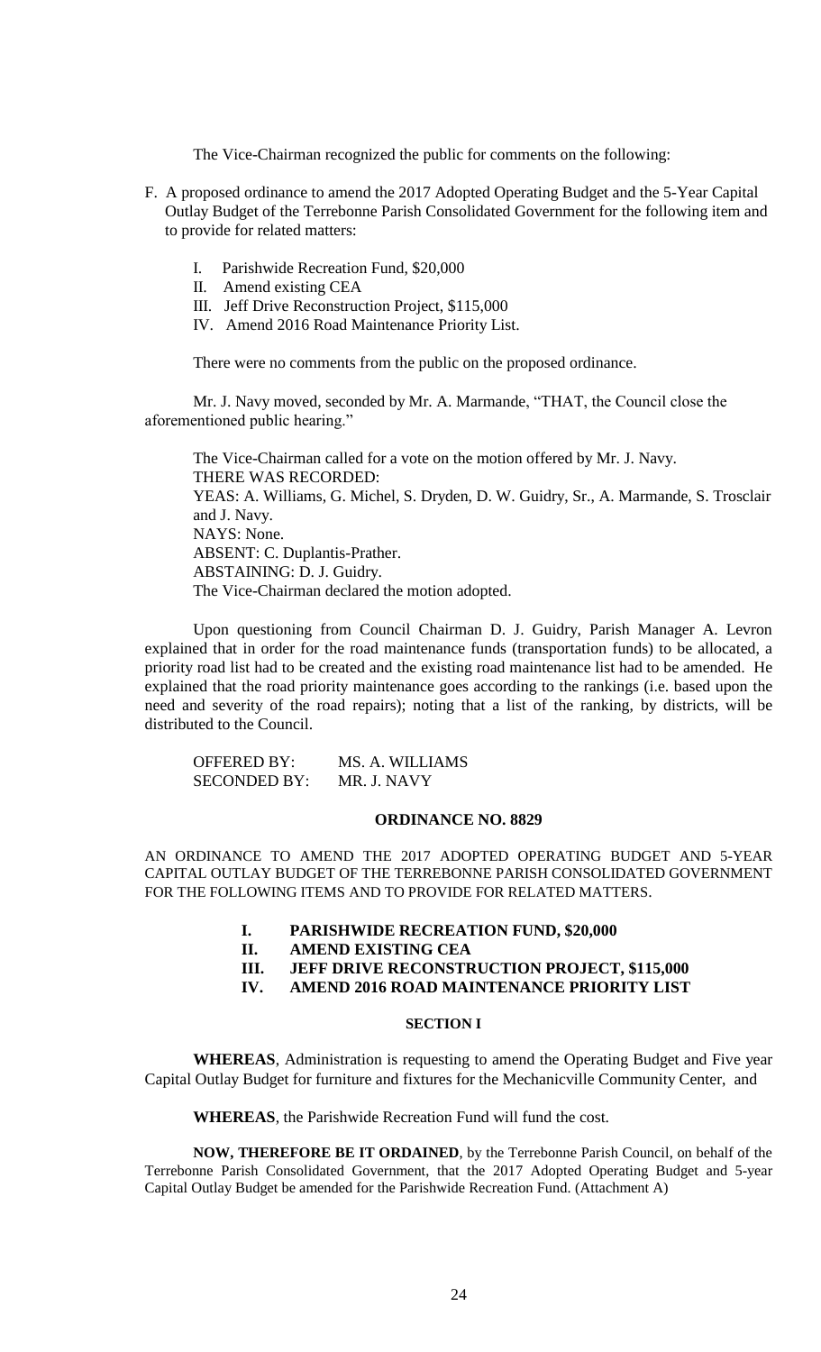The Vice-Chairman recognized the public for comments on the following:

F. A proposed ordinance to amend the 2017 Adopted Operating Budget and the 5-Year Capital Outlay Budget of the Terrebonne Parish Consolidated Government for the following item and to provide for related matters:

   I. Parishwide Recreation Fund, $20,000
   II. Amend existing CEA
   III. Jeff Drive Reconstruction Project, $115,000
   IV. Amend 2016 Road Maintenance Priority List.

   There were no comments from the public on the proposed ordinance.

Mr. J. Navy moved, seconded by Mr. A. Marmande, "THAT, the Council close the aforementioned public hearing."

The Vice-Chairman called for a vote on the motion offered by Mr. J. Navy.
THERE WAS RECORDED:
YEAS: A. Williams, G. Michel, S. Dryden, D. W. Guidry, Sr., A. Marmande, S. Trosclair and J. Navy.
NAYS: None.
ABSENT: C. Duplantis-Prather.
ABSTAINING: D. J. Guidry.
The Vice-Chairman declared the motion adopted.

Upon questioning from Council Chairman D. J. Guidry, Parish Manager A. Levron explained that in order for the road maintenance funds (transportation funds) to be allocated, a priority road list had to be created and the existing road maintenance list had to be amended. He explained that the road priority maintenance goes according to the rankings (i.e. based upon the need and severity of the road repairs); noting that a list of the ranking, by districts, will be distributed to the Council.

OFFERED BY: MS. A. WILLIAMS
SECONDED BY: MR. J. NAVY

**ORDINANCE NO. 8829**

AN ORDINANCE TO AMEND THE 2017 ADOPTED OPERATING BUDGET AND 5-YEAR CAPITAL OUTLAY BUDGET OF THE TERREBONNE PARISH CONSOLIDATED GOVERNMENT FOR THE FOLLOWING ITEMS AND TO PROVIDE FOR RELATED MATTERS.

**I. PARISHWIDE RECREATION FUND, $20,000**
**II. AMEND EXISTING CEA**
**III. JEFF DRIVE RECONSTRUCTION PROJECT, $115,000**
**IV. AMEND 2016 ROAD MAINTENANCE PRIORITY LIST**

**SECTION I**

**WHEREAS**, Administration is requesting to amend the Operating Budget and Five year Capital Outlay Budget for furniture and fixtures for the Mechanicville Community Center, and

**WHEREAS**, the Parishwide Recreation Fund will fund the cost.

**NOW, THEREFORE BE IT ORDAINED**, by the Terrebonne Parish Council, on behalf of the Terrebonne Parish Consolidated Government, that the 2017 Adopted Operating Budget and 5-year Capital Outlay Budget be amended for the Parishwide Recreation Fund. (Attachment A)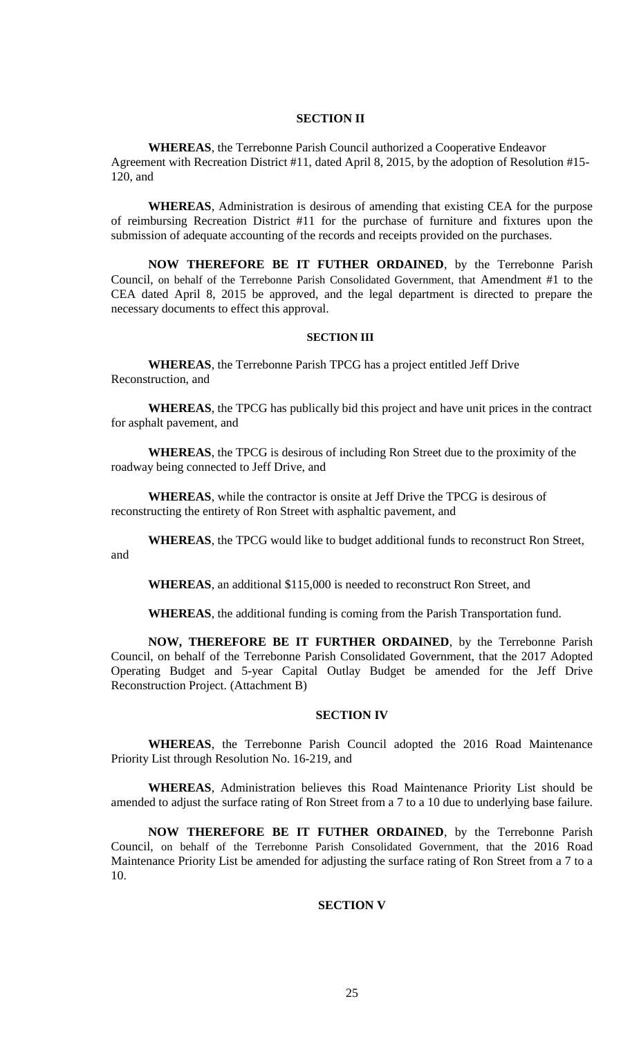### SECTION II

**WHEREAS**, the Terrebonne Parish Council authorized a Cooperative Endeavor Agreement with Recreation District #11, dated April 8, 2015, by the adoption of Resolution #15-120, and

**WHEREAS**, Administration is desirous of amending that existing CEA for the purpose of reimbursing Recreation District #11 for the purchase of furniture and fixtures upon the submission of adequate accounting of the records and receipts provided on the purchases.

**NOW THEREFORE BE IT FUTHER ORDAINED**, by the Terrebonne Parish Council, on behalf of the Terrebonne Parish Consolidated Government, that Amendment #1 to the CEA dated April 8, 2015 be approved, and the legal department is directed to prepare the necessary documents to effect this approval.

### SECTION III

**WHEREAS**, the Terrebonne Parish TPCG has a project entitled Jeff Drive Reconstruction, and

**WHEREAS**, the TPCG has publically bid this project and have unit prices in the contract for asphalt pavement, and

**WHEREAS**, the TPCG is desirous of including Ron Street due to the proximity of the roadway being connected to Jeff Drive, and

**WHEREAS**, while the contractor is onsite at Jeff Drive the TPCG is desirous of reconstructing the entirety of Ron Street with asphaltic pavement, and

**WHEREAS**, the TPCG would like to budget additional funds to reconstruct Ron Street, and

**WHEREAS**, an additional $115,000 is needed to reconstruct Ron Street, and

**WHEREAS**, the additional funding is coming from the Parish Transportation fund.

**NOW, THEREFORE BE IT FURTHER ORDAINED**, by the Terrebonne Parish Council, on behalf of the Terrebonne Parish Consolidated Government, that the 2017 Adopted Operating Budget and 5-year Capital Outlay Budget be amended for the Jeff Drive Reconstruction Project. (Attachment B)

### SECTION IV

**WHEREAS**, the Terrebonne Parish Council adopted the 2016 Road Maintenance Priority List through Resolution No. 16-219, and

**WHEREAS**, Administration believes this Road Maintenance Priority List should be amended to adjust the surface rating of Ron Street from a 7 to a 10 due to underlying base failure.

**NOW THEREFORE BE IT FUTHER ORDAINED**, by the Terrebonne Parish Council, on behalf of the Terrebonne Parish Consolidated Government, that the 2016 Road Maintenance Priority List be amended for adjusting the surface rating of Ron Street from a 7 to a 10.

### SECTION V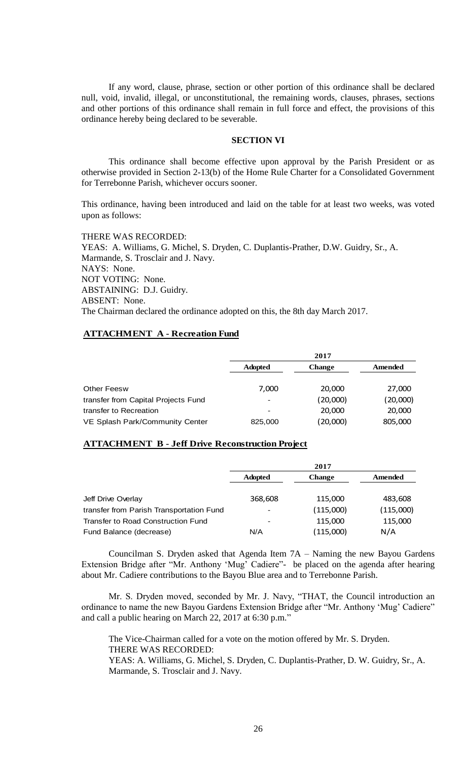If any word, clause, phrase, section or other portion of this ordinance shall be declared null, void, invalid, illegal, or unconstitutional, the remaining words, clauses, phrases, sections and other portions of this ordinance shall remain in full force and effect, the provisions of this ordinance hereby being declared to be severable.

**SECTION VI**

This ordinance shall become effective upon approval by the Parish President or as otherwise provided in Section 2-13(b) of the Home Rule Charter for a Consolidated Government for Terrebonne Parish, whichever occurs sooner.

This ordinance, having been introduced and laid on the table for at least two weeks, was voted upon as follows:

THERE WAS RECORDED:
YEAS: A. Williams, G. Michel, S. Dryden, C. Duplantis-Prather, D.W. Guidry, Sr., A. Marmande, S. Trosclair and J. Navy.
NAYS: None.
NOT VOTING: None.
ABSTAINING: D.J. Guidry.
ABSENT: None.
The Chairman declared the ordinance adopted on this, the 8th day March 2017.

**ATTACHMENT A - Recreation Fund**

| | 2017 | | |
|---|---|---|---|
| | **Adopted** | **Change** | **Amended** |
| Other Feesw | 7,000 | 20,000 | 27,000 |
| transfer from Capital Projects Fund | - | (20,000) | (20,000) |
| transfer to Recreation | - | 20,000 | 20,000 |
| VE Splash Park/Community Center | 825,000 | (20,000) | 805,000 |

**ATTACHMENT B - Jeff Drive Reconstruction Project**

| | 2017 | | |
|---|---|---|---|
| | **Adopted** | **Change** | **Amended** |
| Jeff Drive Overlay | 368,608 | 115,000 | 483,608 |
| transfer from Parish Transportation Fund | - | (115,000) | (115,000) |
| Transfer to Road Construction Fund | - | 115,000 | 115,000 |
| Fund Balance (decrease) | N/A | (115,000) | N/A |

Councilman S. Dryden asked that Agenda Item 7A – Naming the new Bayou Gardens Extension Bridge after "Mr. Anthony 'Mug' Cadiere"- be placed on the agenda after hearing about Mr. Cadiere contributions to the Bayou Blue area and to Terrebonne Parish.

Mr. S. Dryden moved, seconded by Mr. J. Navy, "THAT, the Council introduction an ordinance to name the new Bayou Gardens Extension Bridge after "Mr. Anthony 'Mug' Cadiere" and call a public hearing on March 22, 2017 at 6:30 p.m."

The Vice-Chairman called for a vote on the motion offered by Mr. S. Dryden.
THERE WAS RECORDED:
YEAS: A. Williams, G. Michel, S. Dryden, C. Duplantis-Prather, D. W. Guidry, Sr., A. Marmande, S. Trosclair and J. Navy.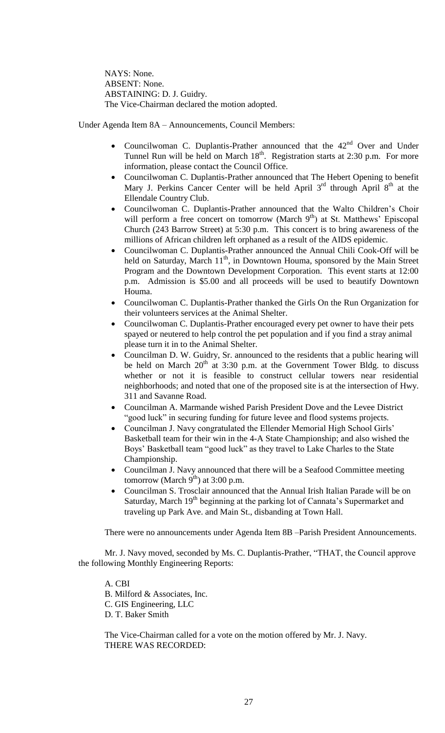NAYS: None.
ABSENT: None.
ABSTAINING: D. J. Guidry.
The Vice-Chairman declared the motion adopted.

Under Agenda Item 8A – Announcements, Council Members:

- Councilwoman C. Duplantis-Prather announced that the 42nd Over and Under Tunnel Run will be held on March 18th. Registration starts at 2:30 p.m. For more information, please contact the Council Office.
- Councilwoman C. Duplantis-Prather announced that The Hebert Opening to benefit Mary J. Perkins Cancer Center will be held April 3rd through April 8th at the Ellendale Country Club.
- Councilwoman C. Duplantis-Prather announced that the Walto Children's Choir will perform a free concert on tomorrow (March 9th) at St. Matthews' Episcopal Church (243 Barrow Street) at 5:30 p.m. This concert is to bring awareness of the millions of African children left orphaned as a result of the AIDS epidemic.
- Councilwoman C. Duplantis-Prather announced the Annual Chili Cook-Off will be held on Saturday, March 11th, in Downtown Houma, sponsored by the Main Street Program and the Downtown Development Corporation. This event starts at 12:00 p.m. Admission is $5.00 and all proceeds will be used to beautify Downtown Houma.
- Councilwoman C. Duplantis-Prather thanked the Girls On the Run Organization for their volunteers services at the Animal Shelter.
- Councilwoman C. Duplantis-Prather encouraged every pet owner to have their pets spayed or neutered to help control the pet population and if you find a stray animal please turn it in to the Animal Shelter.
- Councilman D. W. Guidry, Sr. announced to the residents that a public hearing will be held on March 20th at 3:30 p.m. at the Government Tower Bldg. to discuss whether or not it is feasible to construct cellular towers near residential neighborhoods; and noted that one of the proposed site is at the intersection of Hwy. 311 and Savanne Road.
- Councilman A. Marmande wished Parish President Dove and the Levee District "good luck" in securing funding for future levee and flood systems projects.
- Councilman J. Navy congratulated the Ellender Memorial High School Girls' Basketball team for their win in the 4-A State Championship; and also wished the Boys' Basketball team "good luck" as they travel to Lake Charles to the State Championship.
- Councilman J. Navy announced that there will be a Seafood Committee meeting tomorrow (March 9th) at 3:00 p.m.
- Councilman S. Trosclair announced that the Annual Irish Italian Parade will be on Saturday, March 19th beginning at the parking lot of Cannata's Supermarket and traveling up Park Ave. and Main St., disbanding at Town Hall.

There were no announcements under Agenda Item 8B –Parish President Announcements.

Mr. J. Navy moved, seconded by Ms. C. Duplantis-Prather, "THAT, the Council approve the following Monthly Engineering Reports:

A. CBI
B. Milford & Associates, Inc.
C. GIS Engineering, LLC
D. T. Baker Smith

The Vice-Chairman called for a vote on the motion offered by Mr. J. Navy.
THERE WAS RECORDED: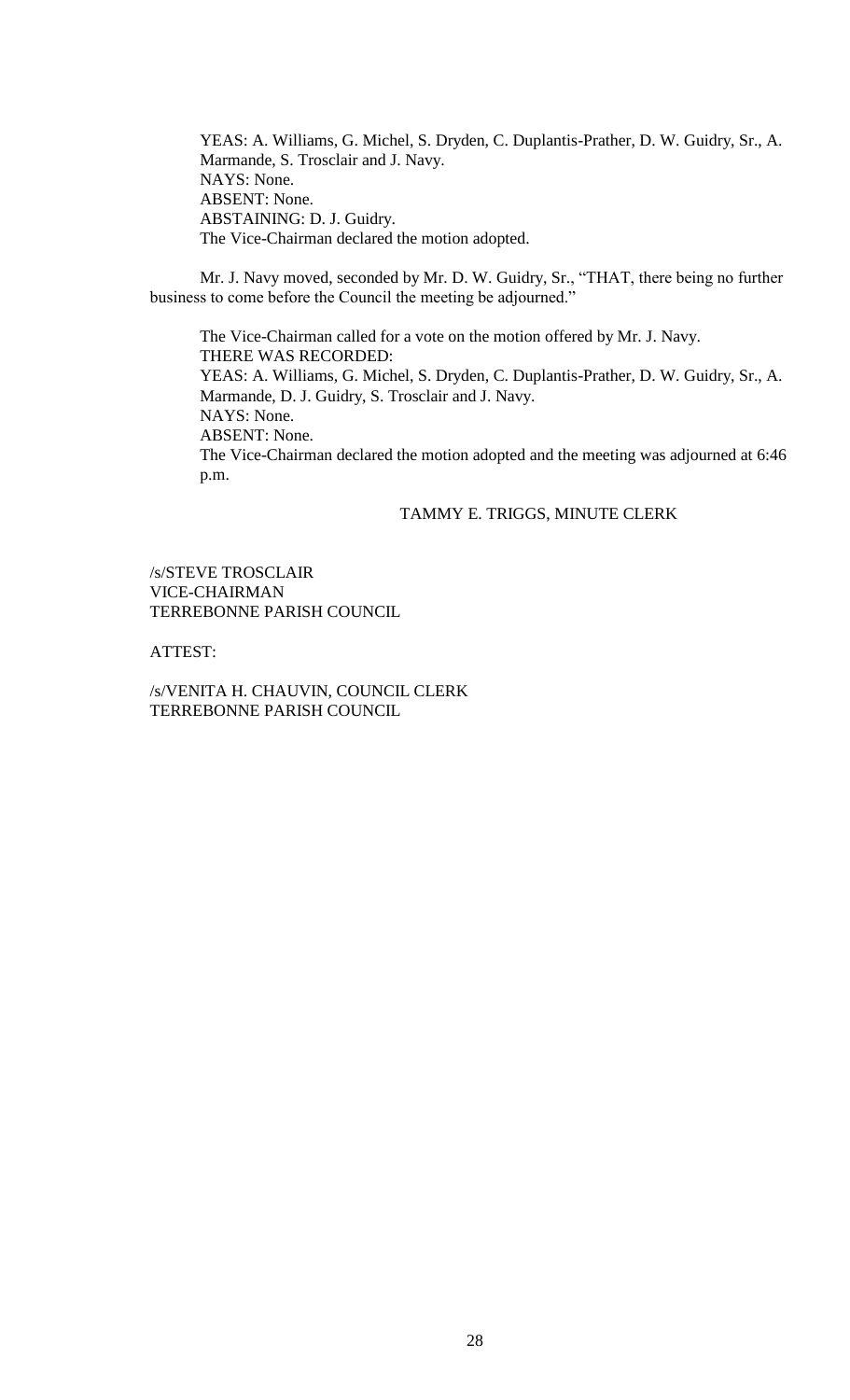YEAS: A. Williams, G. Michel, S. Dryden, C. Duplantis-Prather, D. W. Guidry, Sr., A. Marmande, S. Trosclair and J. Navy.
NAYS: None.
ABSENT: None.
ABSTAINING: D. J. Guidry.
The Vice-Chairman declared the motion adopted.

Mr. J. Navy moved, seconded by Mr. D. W. Guidry, Sr., "THAT, there being no further business to come before the Council the meeting be adjourned."

The Vice-Chairman called for a vote on the motion offered by Mr. J. Navy.
THERE WAS RECORDED:
YEAS: A. Williams, G. Michel, S. Dryden, C. Duplantis-Prather, D. W. Guidry, Sr., A. Marmande, D. J. Guidry, S. Trosclair and J. Navy.
NAYS: None.
ABSENT: None.
The Vice-Chairman declared the motion adopted and the meeting was adjourned at 6:46 p.m.

TAMMY E. TRIGGS, MINUTE CLERK

/s/STEVE TROSCLAIR
VICE-CHAIRMAN
TERREBONNE PARISH COUNCIL

ATTEST:

/s/VENITA H. CHAUVIN, COUNCIL CLERK
TERREBONNE PARISH COUNCIL